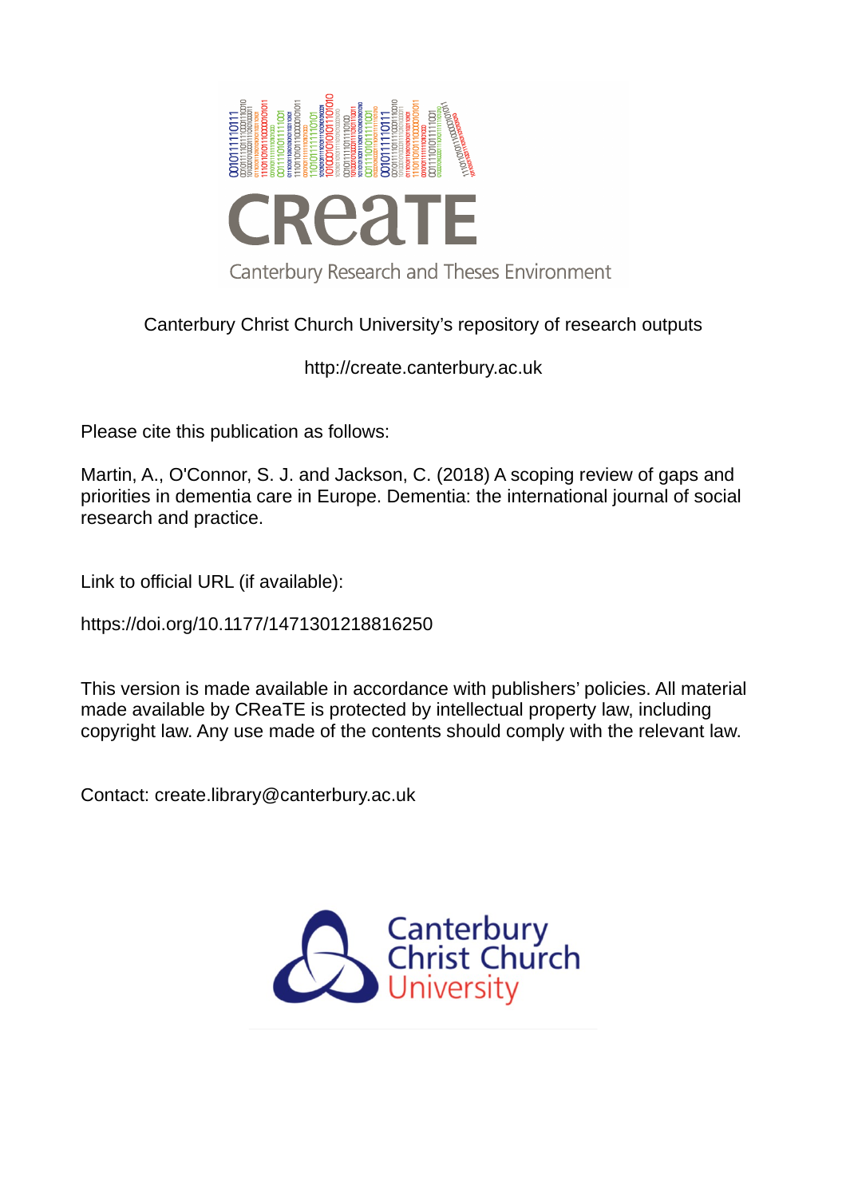Canterbury Christ Church University's repository of research outputs

http://create.canterbury.ac.uk

Please cite this publication as follows:

Martin, A., O'Connor, S. J. and Jackson, C. (2018) A scoping review of gaps and priorities in dementia care in Europe. Dementia: the international journal of social research and practice.

Link to official URL (if available):

https://doi.org/10.1177/1471301218816250

This version is made available in accordance with publishers' policies. All material made available by CReaTE is protected by intellectual property law, including copyright law. Any use made of the contents should comply with the relevant law.

Contact: create.library@canterbury.ac.uk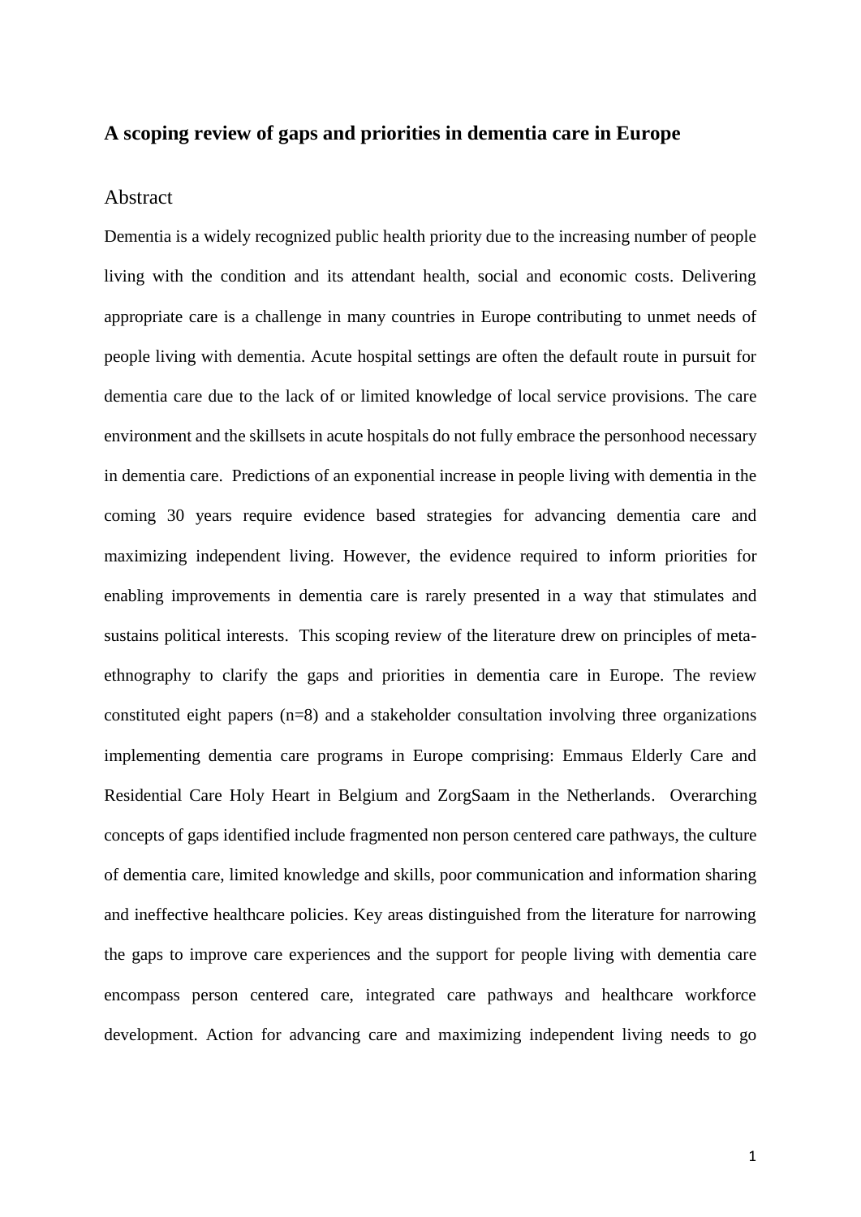# A scoping review of gaps and priorities in dementia care in Europe

## Abstract

Dementia is a widely recognized public health priority due to the increasing number of people living with the condition and its attendant health, social and economic costs. Delivering appropriate care is a challenge in many countries in Europe contributing to unmet needs of people living with dementia. Acute hospital settings are often the default route in pursuit for dementia care due to the lack of or limited knowledge of local service provisions. The care environment and the skillsets in acute hospitals do not fully embrace the personhood necessary in dementia care. Predictions of an exponential increase in people living with dementia in the coming 30 years require evidence based strategies for advancing dementia care and maximizing independent living. However, the evidence required to inform priorities for enabling improvements in dementia care is rarely presented in a way that stimulates and sustains political interests. This scoping review of the literature drew on principles of meta-ethnography to clarify the gaps and priorities in dementia care in Europe. The review constituted eight papers (n=8) and a stakeholder consultation involving three organizations implementing dementia care programs in Europe comprising: Emmaus Elderly Care and Residential Care Holy Heart in Belgium and ZorgSaam in the Netherlands. Overarching concepts of gaps identified include fragmented non person centered care pathways, the culture of dementia care, limited knowledge and skills, poor communication and information sharing and ineffective healthcare policies. Key areas distinguished from the literature for narrowing the gaps to improve care experiences and the support for people living with dementia care encompass person centered care, integrated care pathways and healthcare workforce development. Action for advancing care and maximizing independent living needs to go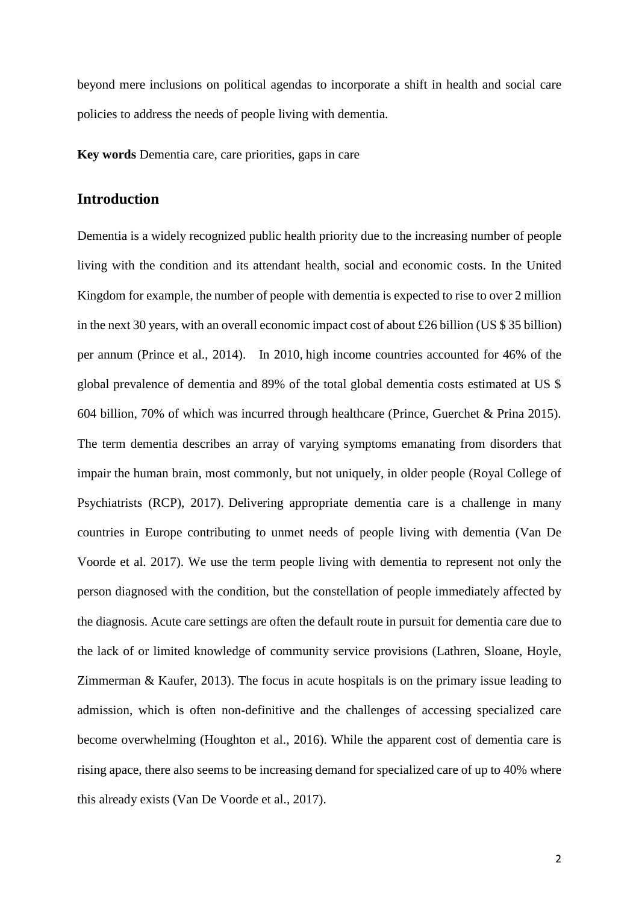beyond mere inclusions on political agendas to incorporate a shift in health and social care policies to address the needs of people living with dementia.

**Key words** Dementia care, care priorities, gaps in care

## Introduction

Dementia is a widely recognized public health priority due to the increasing number of people living with the condition and its attendant health, social and economic costs. In the United Kingdom for example, the number of people with dementia is expected to rise to over 2 million in the next 30 years, with an overall economic impact cost of about £26 billion (US $ 35 billion) per annum (Prince et al., 2014). In 2010, high income countries accounted for 46% of the global prevalence of dementia and 89% of the total global dementia costs estimated at US $ 604 billion, 70% of which was incurred through healthcare (Prince, Guerchet & Prina 2015). The term dementia describes an array of varying symptoms emanating from disorders that impair the human brain, most commonly, but not uniquely, in older people (Royal College of Psychiatrists (RCP), 2017). Delivering appropriate dementia care is a challenge in many countries in Europe contributing to unmet needs of people living with dementia (Van De Voorde et al. 2017). We use the term people living with dementia to represent not only the person diagnosed with the condition, but the constellation of people immediately affected by the diagnosis. Acute care settings are often the default route in pursuit for dementia care due to the lack of or limited knowledge of community service provisions (Lathren, Sloane, Hoyle, Zimmerman & Kaufer, 2013). The focus in acute hospitals is on the primary issue leading to admission, which is often non-definitive and the challenges of accessing specialized care become overwhelming (Houghton et al., 2016). While the apparent cost of dementia care is rising apace, there also seems to be increasing demand for specialized care of up to 40% where this already exists (Van De Voorde et al., 2017).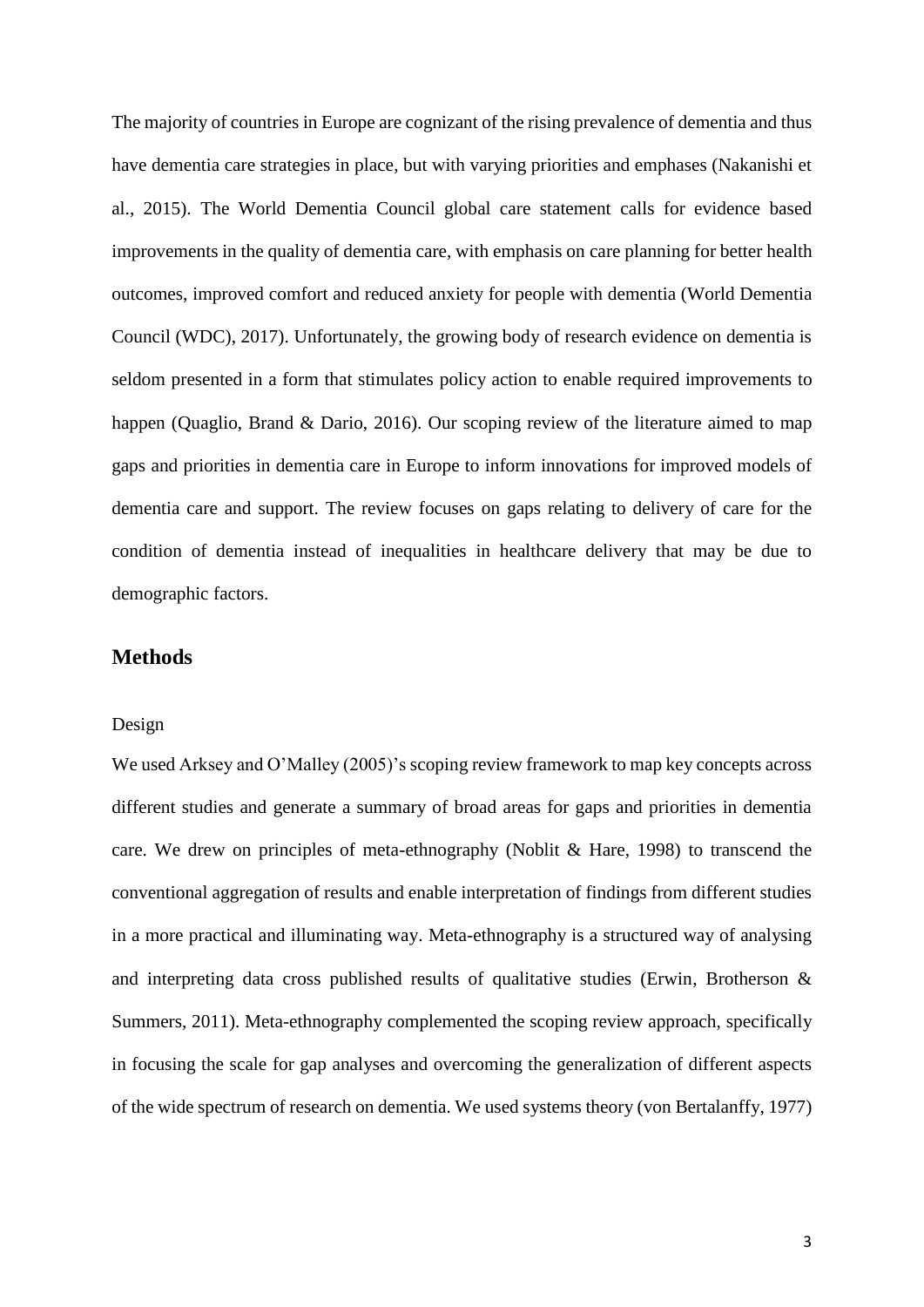The majority of countries in Europe are cognizant of the rising prevalence of dementia and thus have dementia care strategies in place, but with varying priorities and emphases (Nakanishi et al., 2015). The World Dementia Council global care statement calls for evidence based improvements in the quality of dementia care, with emphasis on care planning for better health outcomes, improved comfort and reduced anxiety for people with dementia (World Dementia Council (WDC), 2017). Unfortunately, the growing body of research evidence on dementia is seldom presented in a form that stimulates policy action to enable required improvements to happen (Quaglio, Brand & Dario, 2016). Our scoping review of the literature aimed to map gaps and priorities in dementia care in Europe to inform innovations for improved models of dementia care and support. The review focuses on gaps relating to delivery of care for the condition of dementia instead of inequalities in healthcare delivery that may be due to demographic factors.

## Methods

### Design

We used Arksey and O'Malley (2005)'s scoping review framework to map key concepts across different studies and generate a summary of broad areas for gaps and priorities in dementia care. We drew on principles of meta-ethnography (Noblit & Hare, 1998) to transcend the conventional aggregation of results and enable interpretation of findings from different studies in a more practical and illuminating way. Meta-ethnography is a structured way of analysing and interpreting data cross published results of qualitative studies (Erwin, Brotherson & Summers, 2011). Meta-ethnography complemented the scoping review approach, specifically in focusing the scale for gap analyses and overcoming the generalization of different aspects of the wide spectrum of research on dementia. We used systems theory (von Bertalanffy, 1977)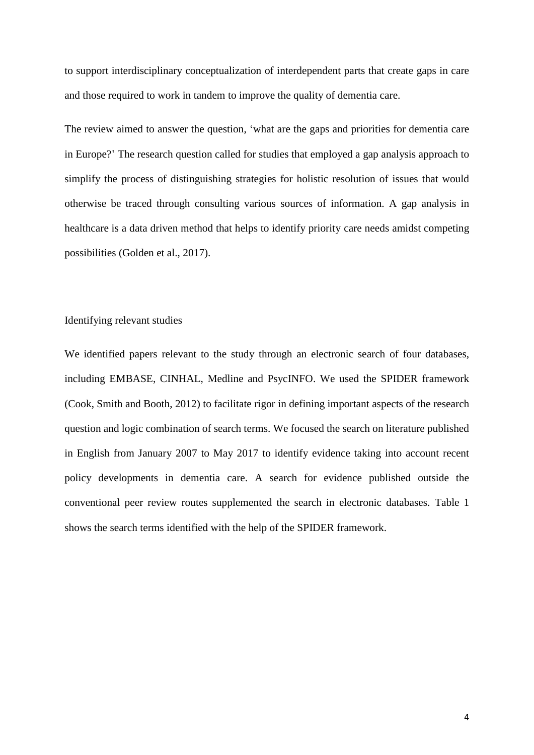to support interdisciplinary conceptualization of interdependent parts that create gaps in care and those required to work in tandem to improve the quality of dementia care.

The review aimed to answer the question, 'what are the gaps and priorities for dementia care in Europe?' The research question called for studies that employed a gap analysis approach to simplify the process of distinguishing strategies for holistic resolution of issues that would otherwise be traced through consulting various sources of information. A gap analysis in healthcare is a data driven method that helps to identify priority care needs amidst competing possibilities (Golden et al., 2017).

## Identifying relevant studies

We identified papers relevant to the study through an electronic search of four databases, including EMBASE, CINHAL, Medline and PsycINFO. We used the SPIDER framework (Cook, Smith and Booth, 2012) to facilitate rigor in defining important aspects of the research question and logic combination of search terms. We focused the search on literature published in English from January 2007 to May 2017 to identify evidence taking into account recent policy developments in dementia care. A search for evidence published outside the conventional peer review routes supplemented the search in electronic databases. Table 1 shows the search terms identified with the help of the SPIDER framework.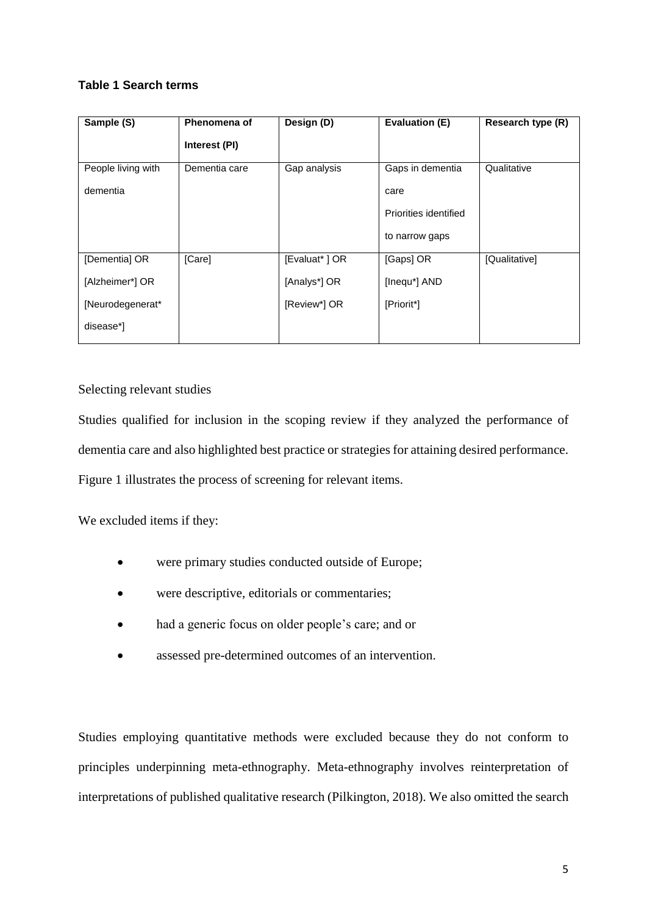**Table 1 Search terms**

| Sample (S) | Phenomena of Interest (PI) | Design (D) | Evaluation (E) | Research type (R) |
|---|---|---|---|---|
| People living with dementia | Dementia care | Gap analysis | Gaps in dementia care<br>Priorities identified to narrow gaps | Qualitative |
| [Dementia] OR [Alzheimer*] OR [Neurodegenerat* disease*] | [Care] | [Evaluat* ] OR [Analys*] OR [Review*] OR | [Gaps] OR [Inequ*] AND [Priorit*] | [Qualitative] |

Selecting relevant studies

Studies qualified for inclusion in the scoping review if they analyzed the performance of dementia care and also highlighted best practice or strategies for attaining desired performance. Figure 1 illustrates the process of screening for relevant items.

We excluded items if they:

- were primary studies conducted outside of Europe;
- were descriptive, editorials or commentaries;
- had a generic focus on older people's care; and or
- assessed pre-determined outcomes of an intervention.

Studies employing quantitative methods were excluded because they do not conform to principles underpinning meta-ethnography. Meta-ethnography involves reinterpretation of interpretations of published qualitative research (Pilkington, 2018). We also omitted the search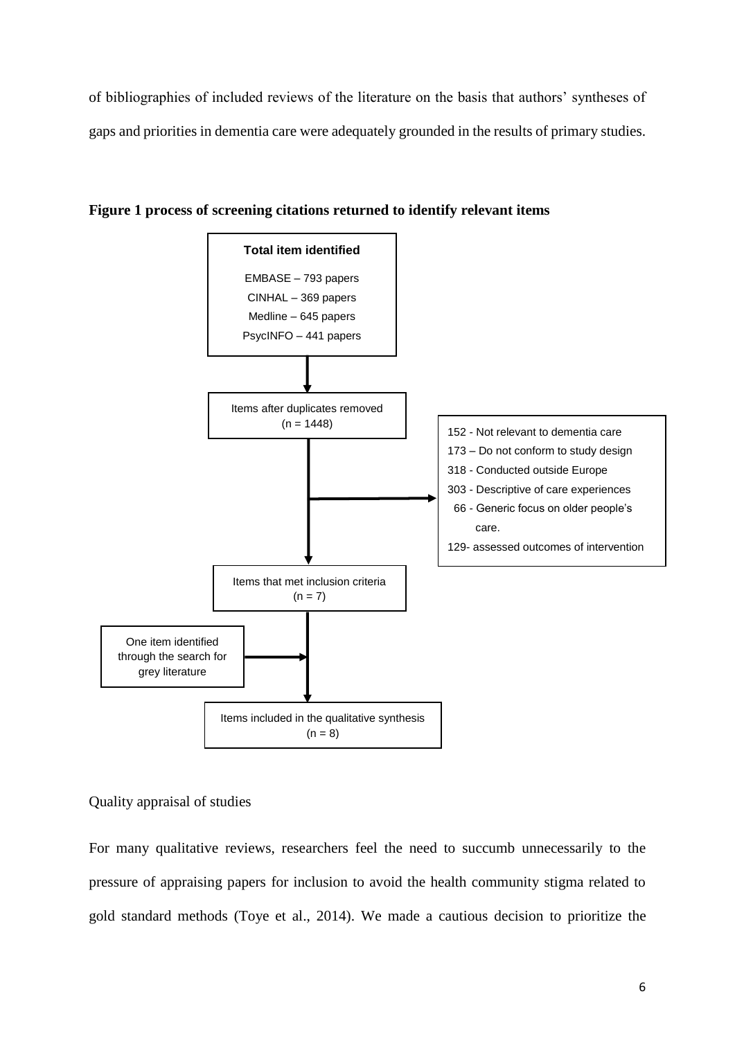of bibliographies of included reviews of the literature on the basis that authors' syntheses of gaps and priorities in dementia care were adequately grounded in the results of primary studies.

**Figure 1 process of screening citations returned to identify relevant items**

**Total item identified**

EMBASE – 793 papers
CINHAL – 369 papers
Medline – 645 papers
PsycINFO – 441 papers

Items after duplicates removed (n = 1448)

- 152 - Not relevant to dementia care
- 173 – Do not conform to study design
- 318 - Conducted outside Europe
- 303 - Descriptive of care experiences
- 66 - Generic focus on older people's care.
- 129- assessed outcomes of intervention

Items that met inclusion criteria (n = 7)

One item identified through the search for grey literature

Items included in the qualitative synthesis (n = 8)

Quality appraisal of studies

For many qualitative reviews, researchers feel the need to succumb unnecessarily to the pressure of appraising papers for inclusion to avoid the health community stigma related to gold standard methods (Toye et al., 2014). We made a cautious decision to prioritize the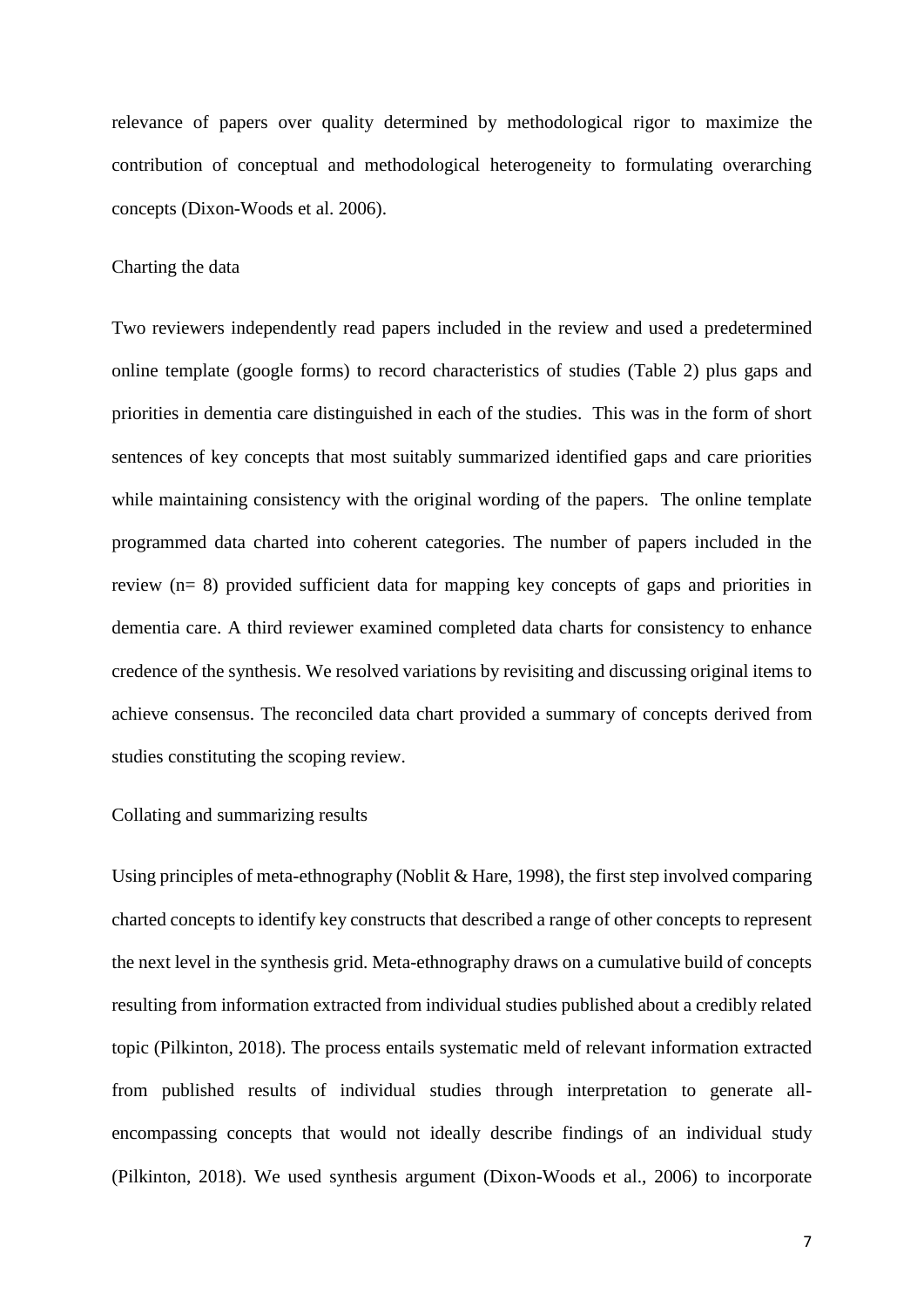relevance of papers over quality determined by methodological rigor to maximize the contribution of conceptual and methodological heterogeneity to formulating overarching concepts (Dixon-Woods et al. 2006).

### Charting the data

Two reviewers independently read papers included in the review and used a predetermined online template (google forms) to record characteristics of studies (Table 2) plus gaps and priorities in dementia care distinguished in each of the studies. This was in the form of short sentences of key concepts that most suitably summarized identified gaps and care priorities while maintaining consistency with the original wording of the papers. The online template programmed data charted into coherent categories. The number of papers included in the review (n= 8) provided sufficient data for mapping key concepts of gaps and priorities in dementia care. A third reviewer examined completed data charts for consistency to enhance credence of the synthesis. We resolved variations by revisiting and discussing original items to achieve consensus. The reconciled data chart provided a summary of concepts derived from studies constituting the scoping review.

### Collating and summarizing results

Using principles of meta-ethnography (Noblit & Hare, 1998), the first step involved comparing charted concepts to identify key constructs that described a range of other concepts to represent the next level in the synthesis grid. Meta-ethnography draws on a cumulative build of concepts resulting from information extracted from individual studies published about a credibly related topic (Pilkinton, 2018). The process entails systematic meld of relevant information extracted from published results of individual studies through interpretation to generate all-encompassing concepts that would not ideally describe findings of an individual study (Pilkinton, 2018). We used synthesis argument (Dixon-Woods et al., 2006) to incorporate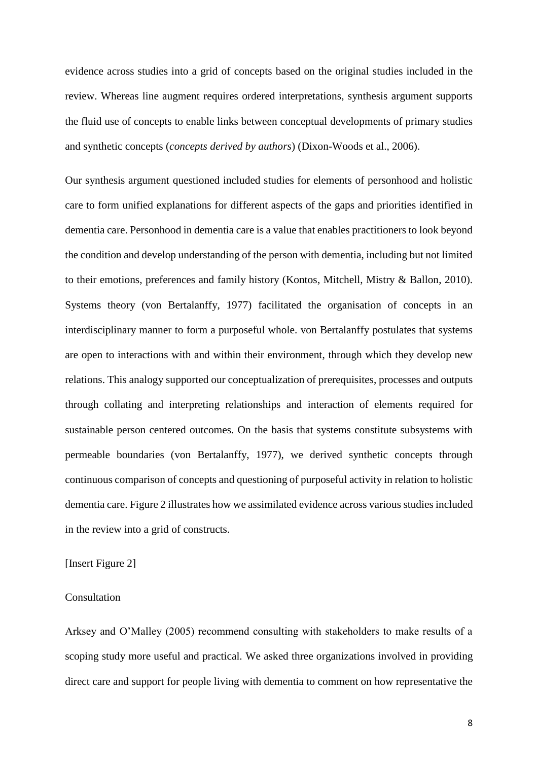evidence across studies into a grid of concepts based on the original studies included in the review. Whereas line augment requires ordered interpretations, synthesis argument supports the fluid use of concepts to enable links between conceptual developments of primary studies and synthetic concepts (*concepts derived by authors*) (Dixon-Woods et al., 2006).

Our synthesis argument questioned included studies for elements of personhood and holistic care to form unified explanations for different aspects of the gaps and priorities identified in dementia care. Personhood in dementia care is a value that enables practitioners to look beyond the condition and develop understanding of the person with dementia, including but not limited to their emotions, preferences and family history (Kontos, Mitchell, Mistry & Ballon, 2010). Systems theory (von Bertalanffy, 1977) facilitated the organisation of concepts in an interdisciplinary manner to form a purposeful whole. von Bertalanffy postulates that systems are open to interactions with and within their environment, through which they develop new relations. This analogy supported our conceptualization of prerequisites, processes and outputs through collating and interpreting relationships and interaction of elements required for sustainable person centered outcomes. On the basis that systems constitute subsystems with permeable boundaries (von Bertalanffy, 1977), we derived synthetic concepts through continuous comparison of concepts and questioning of purposeful activity in relation to holistic dementia care. Figure 2 illustrates how we assimilated evidence across various studies included in the review into a grid of constructs.

[Insert Figure 2]

Consultation

Arksey and O'Malley (2005) recommend consulting with stakeholders to make results of a scoping study more useful and practical. We asked three organizations involved in providing direct care and support for people living with dementia to comment on how representative the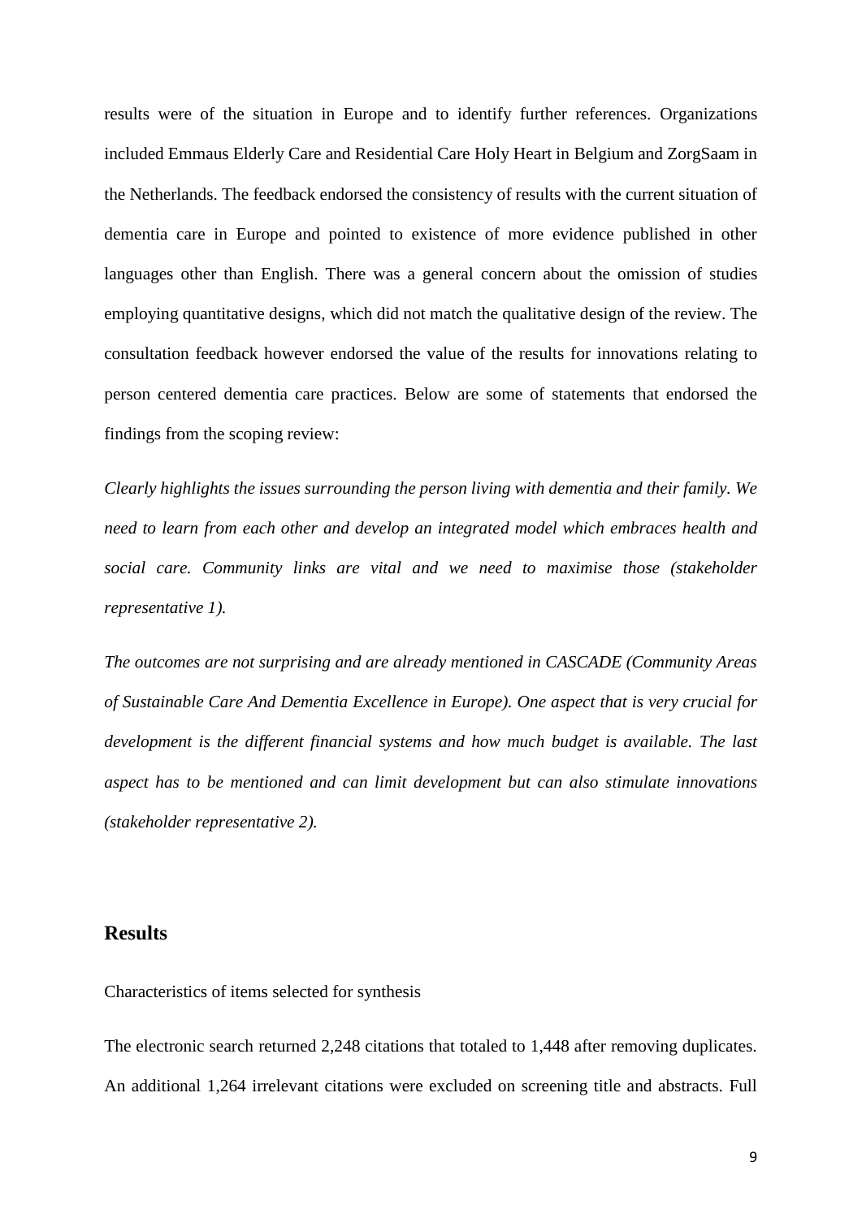results were of the situation in Europe and to identify further references. Organizations included Emmaus Elderly Care and Residential Care Holy Heart in Belgium and ZorgSaam in the Netherlands. The feedback endorsed the consistency of results with the current situation of dementia care in Europe and pointed to existence of more evidence published in other languages other than English. There was a general concern about the omission of studies employing quantitative designs, which did not match the qualitative design of the review. The consultation feedback however endorsed the value of the results for innovations relating to person centered dementia care practices. Below are some of statements that endorsed the findings from the scoping review:

*Clearly highlights the issues surrounding the person living with dementia and their family. We need to learn from each other and develop an integrated model which embraces health and social care. Community links are vital and we need to maximise those (stakeholder representative 1).*

*The outcomes are not surprising and are already mentioned in CASCADE (Community Areas of Sustainable Care And Dementia Excellence in Europe). One aspect that is very crucial for development is the different financial systems and how much budget is available. The last aspect has to be mentioned and can limit development but can also stimulate innovations (stakeholder representative 2).*

## Results

Characteristics of items selected for synthesis

The electronic search returned 2,248 citations that totaled to 1,448 after removing duplicates. An additional 1,264 irrelevant citations were excluded on screening title and abstracts. Full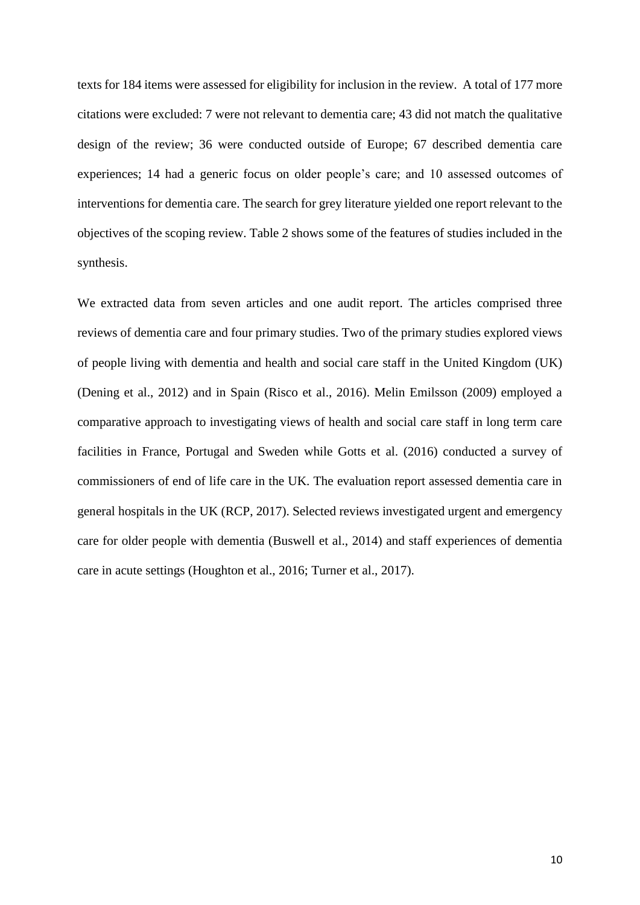texts for 184 items were assessed for eligibility for inclusion in the review. A total of 177 more citations were excluded: 7 were not relevant to dementia care; 43 did not match the qualitative design of the review; 36 were conducted outside of Europe; 67 described dementia care experiences; 14 had a generic focus on older people's care; and 10 assessed outcomes of interventions for dementia care. The search for grey literature yielded one report relevant to the objectives of the scoping review. Table 2 shows some of the features of studies included in the synthesis.

We extracted data from seven articles and one audit report. The articles comprised three reviews of dementia care and four primary studies. Two of the primary studies explored views of people living with dementia and health and social care staff in the United Kingdom (UK) (Dening et al., 2012) and in Spain (Risco et al., 2016). Melin Emilsson (2009) employed a comparative approach to investigating views of health and social care staff in long term care facilities in France, Portugal and Sweden while Gotts et al. (2016) conducted a survey of commissioners of end of life care in the UK. The evaluation report assessed dementia care in general hospitals in the UK (RCP, 2017). Selected reviews investigated urgent and emergency care for older people with dementia (Buswell et al., 2014) and staff experiences of dementia care in acute settings (Houghton et al., 2016; Turner et al., 2017).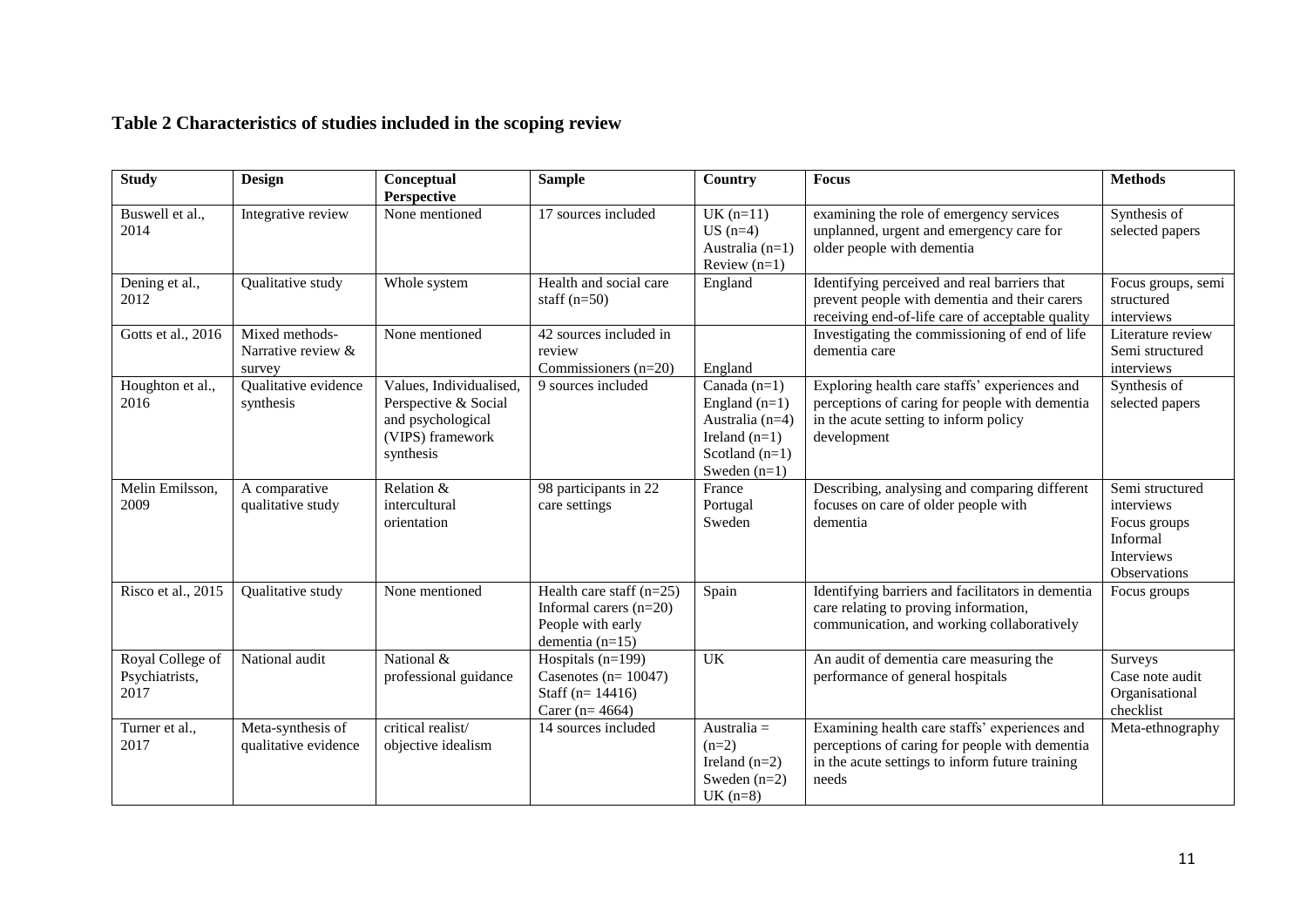**Table 2 Characteristics of studies included in the scoping review**

| Study | Design | Conceptual Perspective | Sample | Country | Focus | Methods |
|---|---|---|---|---|---|---|
| Buswell et al., 2014 | Integrative review | None mentioned | 17 sources included | UK (n=11) US (n=4) Australia (n=1) Review (n=1) | examining the role of emergency services unplanned, urgent and emergency care for older people with dementia | Synthesis of selected papers |
| Dening et al., 2012 | Qualitative study | Whole system | Health and social care staff (n=50) | England | Identifying perceived and real barriers that prevent people with dementia and their carers receiving end-of-life care of acceptable quality | Focus groups, semi structured interviews |
| Gotts et al., 2016 | Mixed methods- Narrative review & survey | None mentioned | 42 sources included in review Commissioners (n=20) | England | Investigating the commissioning of end of life dementia care | Literature review Semi structured interviews |
| Houghton et al., 2016 | Qualitative evidence synthesis | Values, Individualised, Perspective & Social and psychological (VIPS) framework synthesis | 9 sources included | Canada (n=1) England (n=1) Australia (n=4) Ireland (n=1) Scotland (n=1) Sweden (n=1) | Exploring health care staffs' experiences and perceptions of caring for people with dementia in the acute setting to inform policy development | Synthesis of selected papers |
| Melin Emilsson, 2009 | A comparative qualitative study | Relation & intercultural orientation | 98 participants in 22 care settings | France Portugal Sweden | Describing, analysing and comparing different focuses on care of older people with dementia | Semi structured interviews Focus groups Informal Interviews Observations |
| Risco et al., 2015 | Qualitative study | None mentioned | Health care staff (n=25) Informal carers (n=20) People with early dementia (n=15) | Spain | Identifying barriers and facilitators in dementia care relating to proving information, communication, and working collaboratively | Focus groups |
| Royal College of Psychiatrists, 2017 | National audit | National & professional guidance | Hospitals (n=199) Casenotes (n= 10047) Staff (n= 14416) Carer (n= 4664) | UK | An audit of dementia care measuring the performance of general hospitals | Surveys Case note audit Organisational checklist |
| Turner et al., 2017 | Meta-synthesis of qualitative evidence | critical realist/ objective idealism | 14 sources included | Australia = (n=2) Ireland (n=2) Sweden (n=2) UK (n=8) | Examining health care staffs' experiences and perceptions of caring for people with dementia in the acute settings to inform future training needs | Meta-ethnography |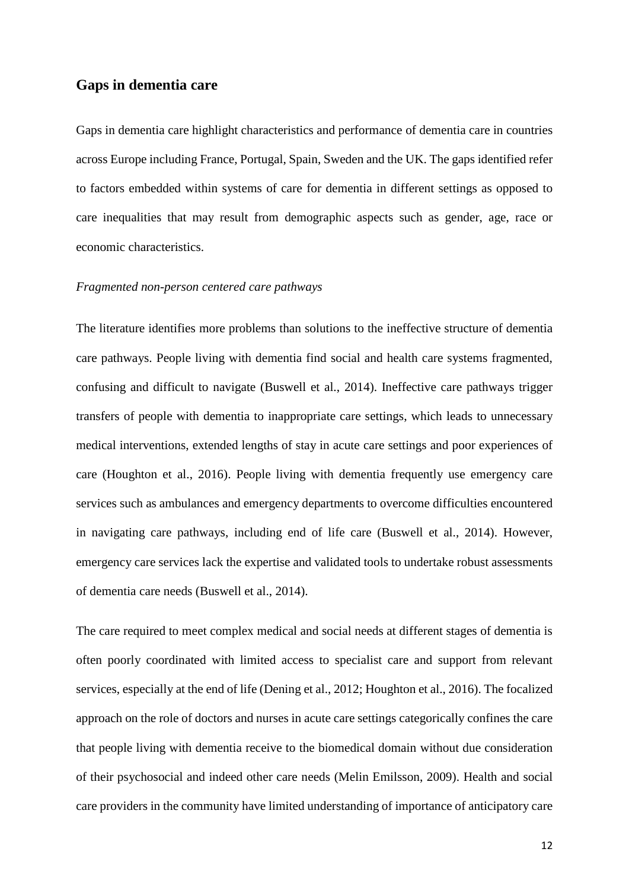## Gaps in dementia care

Gaps in dementia care highlight characteristics and performance of dementia care in countries across Europe including France, Portugal, Spain, Sweden and the UK. The gaps identified refer to factors embedded within systems of care for dementia in different settings as opposed to care inequalities that may result from demographic aspects such as gender, age, race or economic characteristics.

### *Fragmented non-person centered care pathways*

The literature identifies more problems than solutions to the ineffective structure of dementia care pathways. People living with dementia find social and health care systems fragmented, confusing and difficult to navigate (Buswell et al., 2014). Ineffective care pathways trigger transfers of people with dementia to inappropriate care settings, which leads to unnecessary medical interventions, extended lengths of stay in acute care settings and poor experiences of care (Houghton et al., 2016). People living with dementia frequently use emergency care services such as ambulances and emergency departments to overcome difficulties encountered in navigating care pathways, including end of life care (Buswell et al., 2014). However, emergency care services lack the expertise and validated tools to undertake robust assessments of dementia care needs (Buswell et al., 2014).

The care required to meet complex medical and social needs at different stages of dementia is often poorly coordinated with limited access to specialist care and support from relevant services, especially at the end of life (Dening et al., 2012; Houghton et al., 2016). The focalized approach on the role of doctors and nurses in acute care settings categorically confines the care that people living with dementia receive to the biomedical domain without due consideration of their psychosocial and indeed other care needs (Melin Emilsson, 2009). Health and social care providers in the community have limited understanding of importance of anticipatory care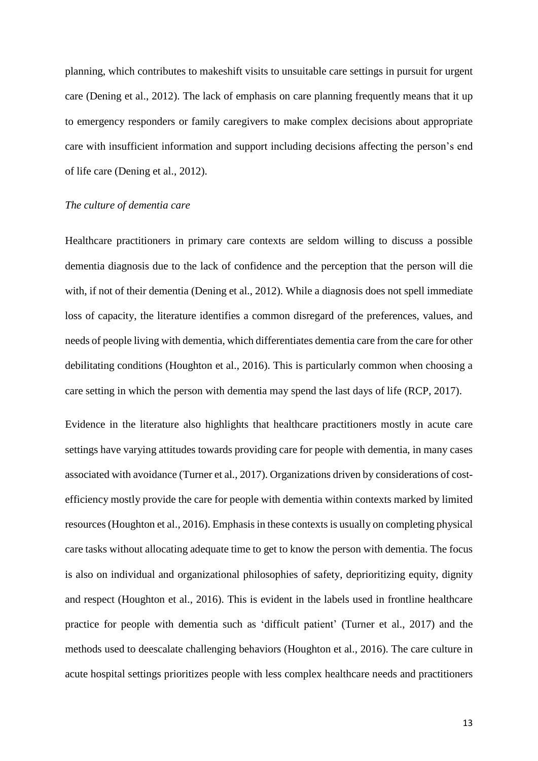planning, which contributes to makeshift visits to unsuitable care settings in pursuit for urgent care (Dening et al., 2012). The lack of emphasis on care planning frequently means that it up to emergency responders or family caregivers to make complex decisions about appropriate care with insufficient information and support including decisions affecting the person's end of life care (Dening et al., 2012).

*The culture of dementia care*

Healthcare practitioners in primary care contexts are seldom willing to discuss a possible dementia diagnosis due to the lack of confidence and the perception that the person will die with, if not of their dementia (Dening et al., 2012). While a diagnosis does not spell immediate loss of capacity, the literature identifies a common disregard of the preferences, values, and needs of people living with dementia, which differentiates dementia care from the care for other debilitating conditions (Houghton et al., 2016). This is particularly common when choosing a care setting in which the person with dementia may spend the last days of life (RCP, 2017).

Evidence in the literature also highlights that healthcare practitioners mostly in acute care settings have varying attitudes towards providing care for people with dementia, in many cases associated with avoidance (Turner et al., 2017). Organizations driven by considerations of cost-efficiency mostly provide the care for people with dementia within contexts marked by limited resources (Houghton et al., 2016). Emphasis in these contexts is usually on completing physical care tasks without allocating adequate time to get to know the person with dementia. The focus is also on individual and organizational philosophies of safety, deprioritizing equity, dignity and respect (Houghton et al., 2016). This is evident in the labels used in frontline healthcare practice for people with dementia such as 'difficult patient' (Turner et al., 2017) and the methods used to deescalate challenging behaviors (Houghton et al., 2016). The care culture in acute hospital settings prioritizes people with less complex healthcare needs and practitioners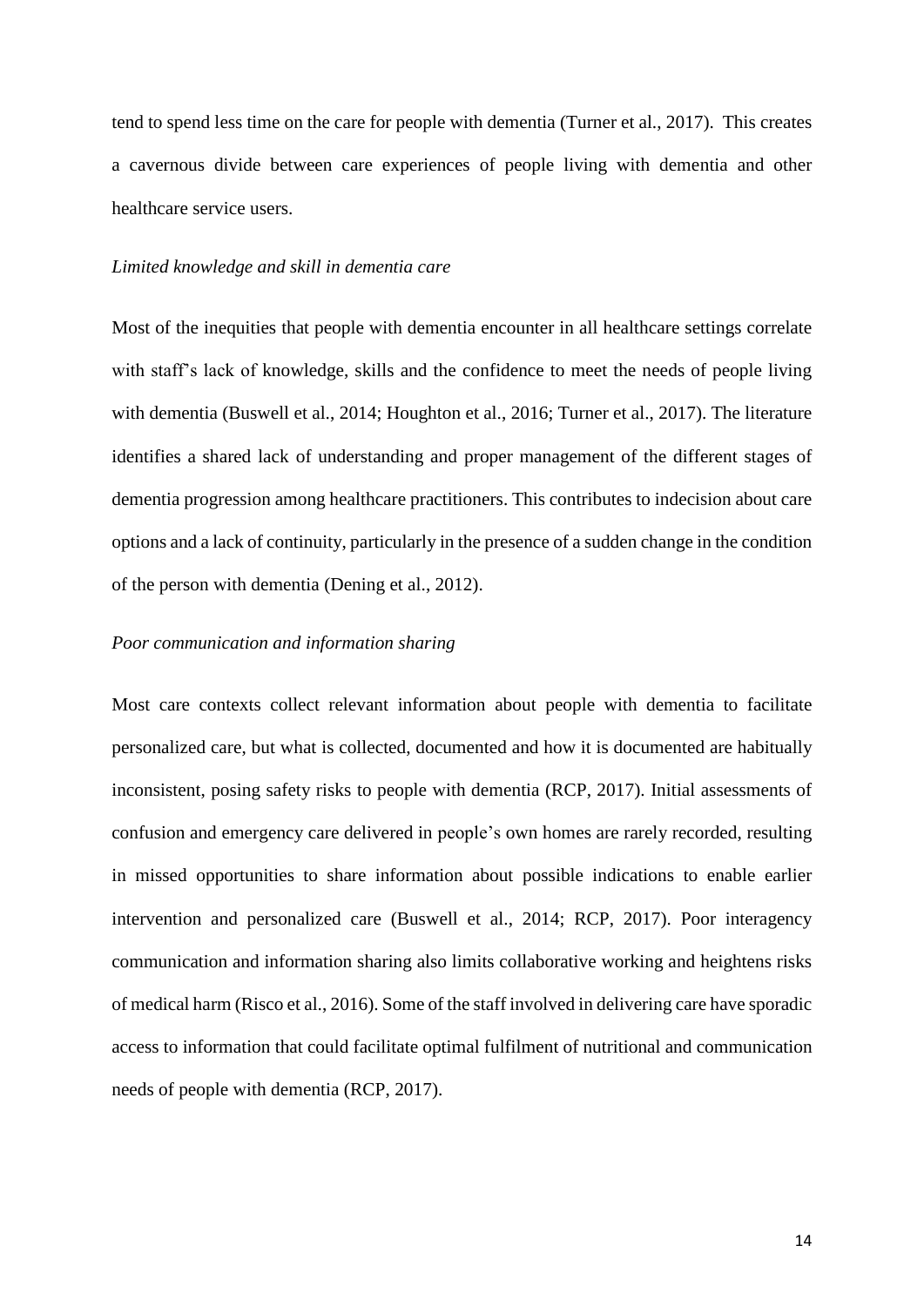tend to spend less time on the care for people with dementia (Turner et al., 2017). This creates a cavernous divide between care experiences of people living with dementia and other healthcare service users.

*Limited knowledge and skill in dementia care*

Most of the inequities that people with dementia encounter in all healthcare settings correlate with staff's lack of knowledge, skills and the confidence to meet the needs of people living with dementia (Buswell et al., 2014; Houghton et al., 2016; Turner et al., 2017). The literature identifies a shared lack of understanding and proper management of the different stages of dementia progression among healthcare practitioners. This contributes to indecision about care options and a lack of continuity, particularly in the presence of a sudden change in the condition of the person with dementia (Dening et al., 2012).

*Poor communication and information sharing*

Most care contexts collect relevant information about people with dementia to facilitate personalized care, but what is collected, documented and how it is documented are habitually inconsistent, posing safety risks to people with dementia (RCP, 2017). Initial assessments of confusion and emergency care delivered in people's own homes are rarely recorded, resulting in missed opportunities to share information about possible indications to enable earlier intervention and personalized care (Buswell et al., 2014; RCP, 2017). Poor interagency communication and information sharing also limits collaborative working and heightens risks of medical harm (Risco et al., 2016). Some of the staff involved in delivering care have sporadic access to information that could facilitate optimal fulfilment of nutritional and communication needs of people with dementia (RCP, 2017).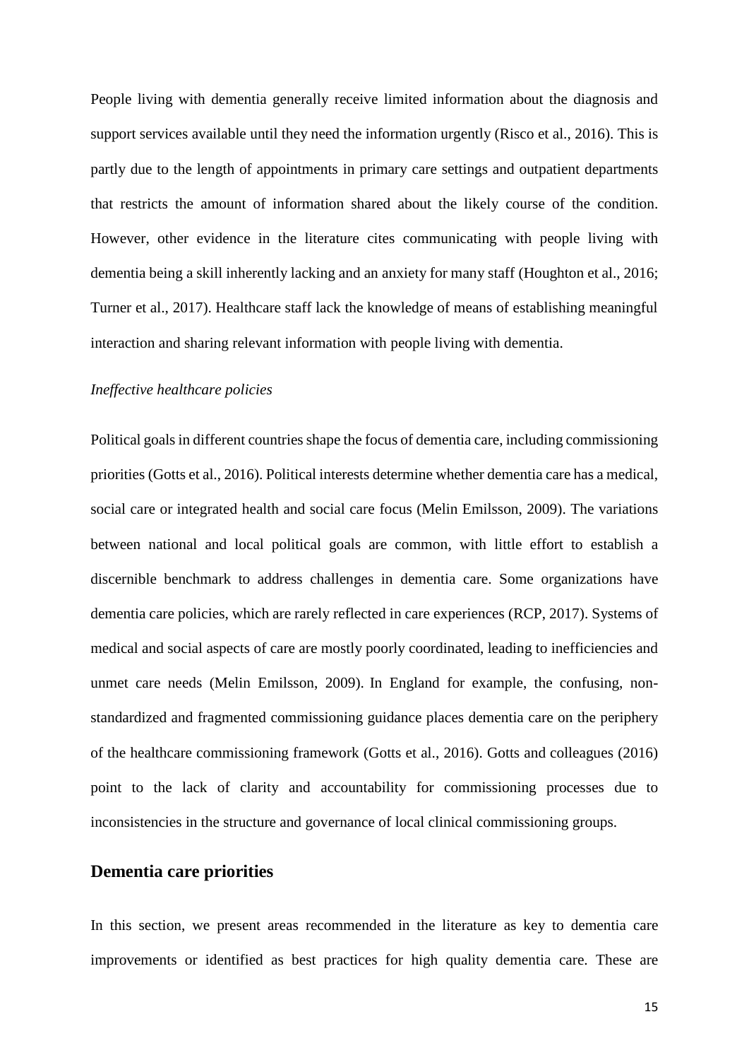People living with dementia generally receive limited information about the diagnosis and support services available until they need the information urgently (Risco et al., 2016). This is partly due to the length of appointments in primary care settings and outpatient departments that restricts the amount of information shared about the likely course of the condition. However, other evidence in the literature cites communicating with people living with dementia being a skill inherently lacking and an anxiety for many staff (Houghton et al., 2016; Turner et al., 2017). Healthcare staff lack the knowledge of means of establishing meaningful interaction and sharing relevant information with people living with dementia.

*Ineffective healthcare policies*

Political goals in different countries shape the focus of dementia care, including commissioning priorities (Gotts et al., 2016). Political interests determine whether dementia care has a medical, social care or integrated health and social care focus (Melin Emilsson, 2009). The variations between national and local political goals are common, with little effort to establish a discernible benchmark to address challenges in dementia care. Some organizations have dementia care policies, which are rarely reflected in care experiences (RCP, 2017). Systems of medical and social aspects of care are mostly poorly coordinated, leading to inefficiencies and unmet care needs (Melin Emilsson, 2009). In England for example, the confusing, non-standardized and fragmented commissioning guidance places dementia care on the periphery of the healthcare commissioning framework (Gotts et al., 2016). Gotts and colleagues (2016) point to the lack of clarity and accountability for commissioning processes due to inconsistencies in the structure and governance of local clinical commissioning groups.

## Dementia care priorities

In this section, we present areas recommended in the literature as key to dementia care improvements or identified as best practices for high quality dementia care. These are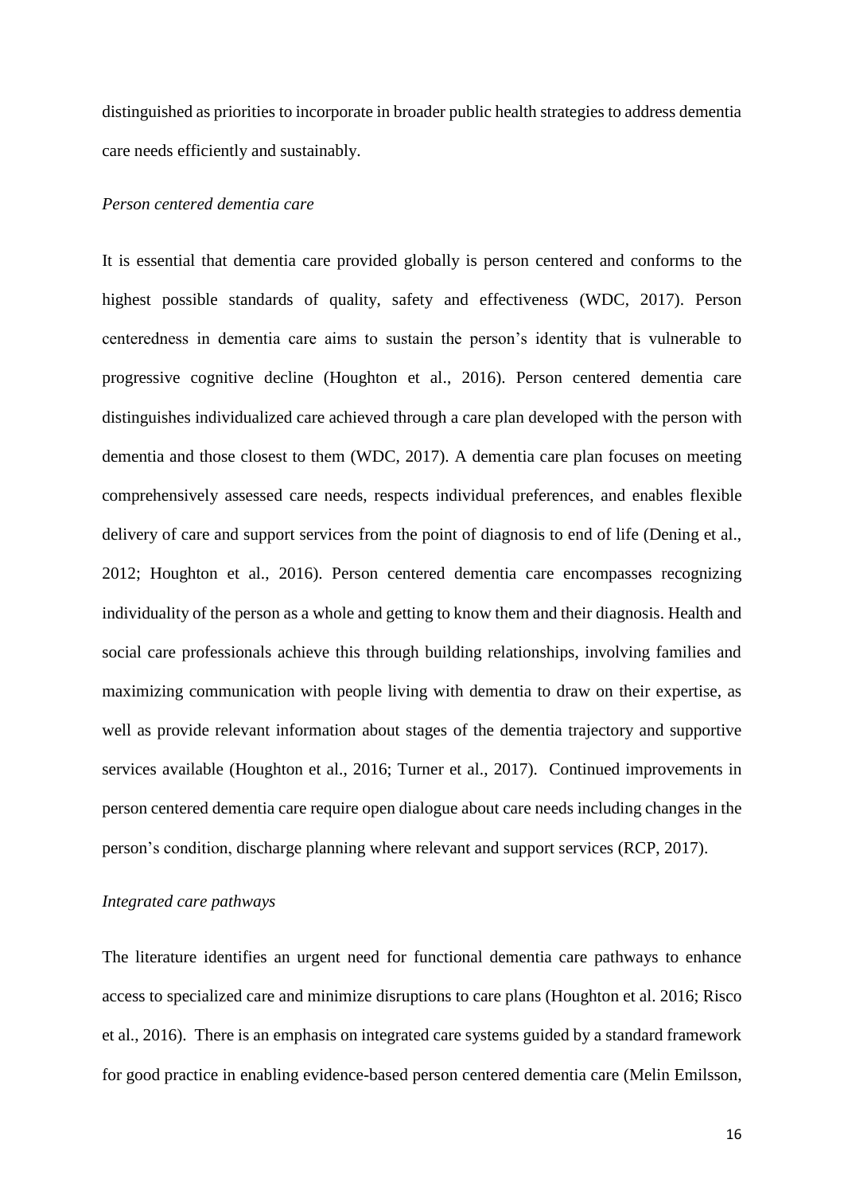distinguished as priorities to incorporate in broader public health strategies to address dementia care needs efficiently and sustainably.

*Person centered dementia care*

It is essential that dementia care provided globally is person centered and conforms to the highest possible standards of quality, safety and effectiveness (WDC, 2017). Person centeredness in dementia care aims to sustain the person's identity that is vulnerable to progressive cognitive decline (Houghton et al., 2016). Person centered dementia care distinguishes individualized care achieved through a care plan developed with the person with dementia and those closest to them (WDC, 2017). A dementia care plan focuses on meeting comprehensively assessed care needs, respects individual preferences, and enables flexible delivery of care and support services from the point of diagnosis to end of life (Dening et al., 2012; Houghton et al., 2016). Person centered dementia care encompasses recognizing individuality of the person as a whole and getting to know them and their diagnosis. Health and social care professionals achieve this through building relationships, involving families and maximizing communication with people living with dementia to draw on their expertise, as well as provide relevant information about stages of the dementia trajectory and supportive services available (Houghton et al., 2016; Turner et al., 2017). Continued improvements in person centered dementia care require open dialogue about care needs including changes in the person's condition, discharge planning where relevant and support services (RCP, 2017).

*Integrated care pathways*

The literature identifies an urgent need for functional dementia care pathways to enhance access to specialized care and minimize disruptions to care plans (Houghton et al. 2016; Risco et al., 2016). There is an emphasis on integrated care systems guided by a standard framework for good practice in enabling evidence-based person centered dementia care (Melin Emilsson,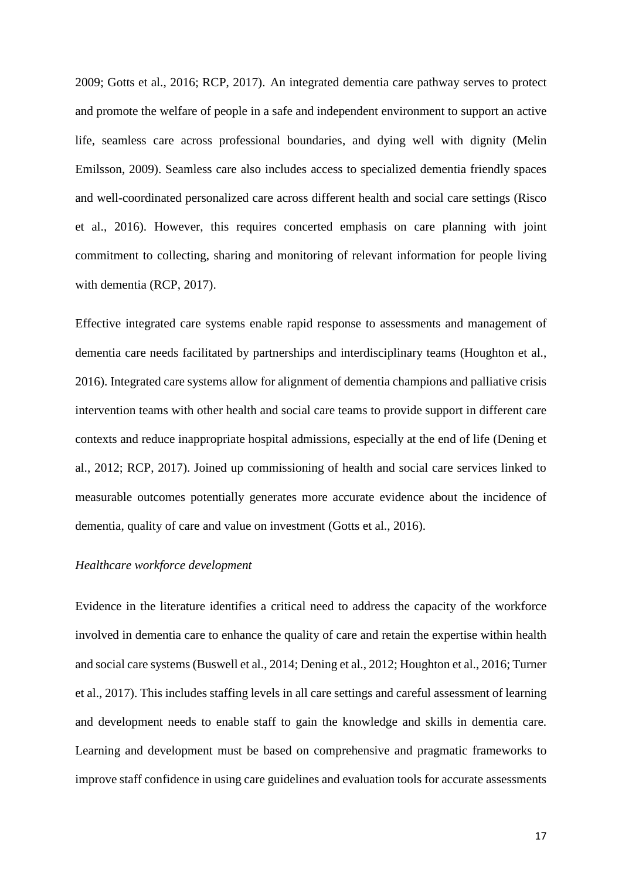2009; Gotts et al., 2016; RCP, 2017). An integrated dementia care pathway serves to protect and promote the welfare of people in a safe and independent environment to support an active life, seamless care across professional boundaries, and dying well with dignity (Melin Emilsson, 2009). Seamless care also includes access to specialized dementia friendly spaces and well-coordinated personalized care across different health and social care settings (Risco et al., 2016). However, this requires concerted emphasis on care planning with joint commitment to collecting, sharing and monitoring of relevant information for people living with dementia (RCP, 2017).

Effective integrated care systems enable rapid response to assessments and management of dementia care needs facilitated by partnerships and interdisciplinary teams (Houghton et al., 2016). Integrated care systems allow for alignment of dementia champions and palliative crisis intervention teams with other health and social care teams to provide support in different care contexts and reduce inappropriate hospital admissions, especially at the end of life (Dening et al., 2012; RCP, 2017). Joined up commissioning of health and social care services linked to measurable outcomes potentially generates more accurate evidence about the incidence of dementia, quality of care and value on investment (Gotts et al., 2016).

*Healthcare workforce development*

Evidence in the literature identifies a critical need to address the capacity of the workforce involved in dementia care to enhance the quality of care and retain the expertise within health and social care systems (Buswell et al., 2014; Dening et al., 2012; Houghton et al., 2016; Turner et al., 2017). This includes staffing levels in all care settings and careful assessment of learning and development needs to enable staff to gain the knowledge and skills in dementia care. Learning and development must be based on comprehensive and pragmatic frameworks to improve staff confidence in using care guidelines and evaluation tools for accurate assessments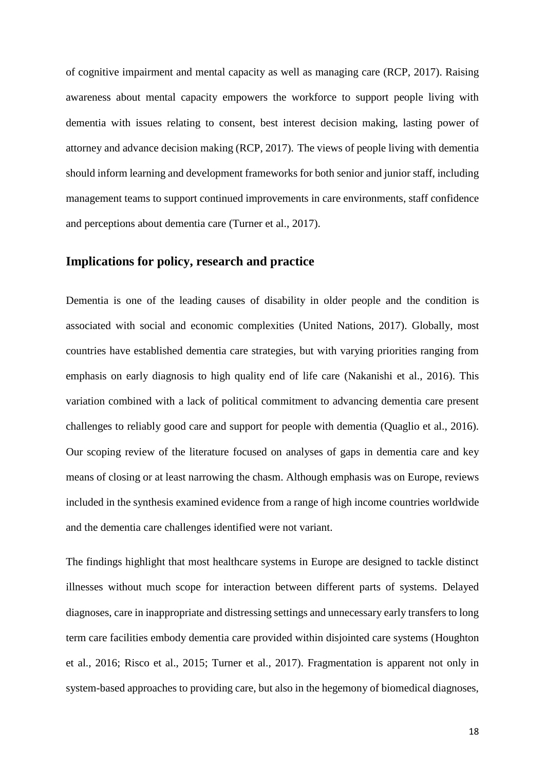of cognitive impairment and mental capacity as well as managing care (RCP, 2017). Raising awareness about mental capacity empowers the workforce to support people living with dementia with issues relating to consent, best interest decision making, lasting power of attorney and advance decision making (RCP, 2017). The views of people living with dementia should inform learning and development frameworks for both senior and junior staff, including management teams to support continued improvements in care environments, staff confidence and perceptions about dementia care (Turner et al., 2017).

## Implications for policy, research and practice

Dementia is one of the leading causes of disability in older people and the condition is associated with social and economic complexities (United Nations, 2017). Globally, most countries have established dementia care strategies, but with varying priorities ranging from emphasis on early diagnosis to high quality end of life care (Nakanishi et al., 2016). This variation combined with a lack of political commitment to advancing dementia care present challenges to reliably good care and support for people with dementia (Quaglio et al., 2016). Our scoping review of the literature focused on analyses of gaps in dementia care and key means of closing or at least narrowing the chasm. Although emphasis was on Europe, reviews included in the synthesis examined evidence from a range of high income countries worldwide and the dementia care challenges identified were not variant.

The findings highlight that most healthcare systems in Europe are designed to tackle distinct illnesses without much scope for interaction between different parts of systems. Delayed diagnoses, care in inappropriate and distressing settings and unnecessary early transfers to long term care facilities embody dementia care provided within disjointed care systems (Houghton et al., 2016; Risco et al., 2015; Turner et al., 2017). Fragmentation is apparent not only in system-based approaches to providing care, but also in the hegemony of biomedical diagnoses,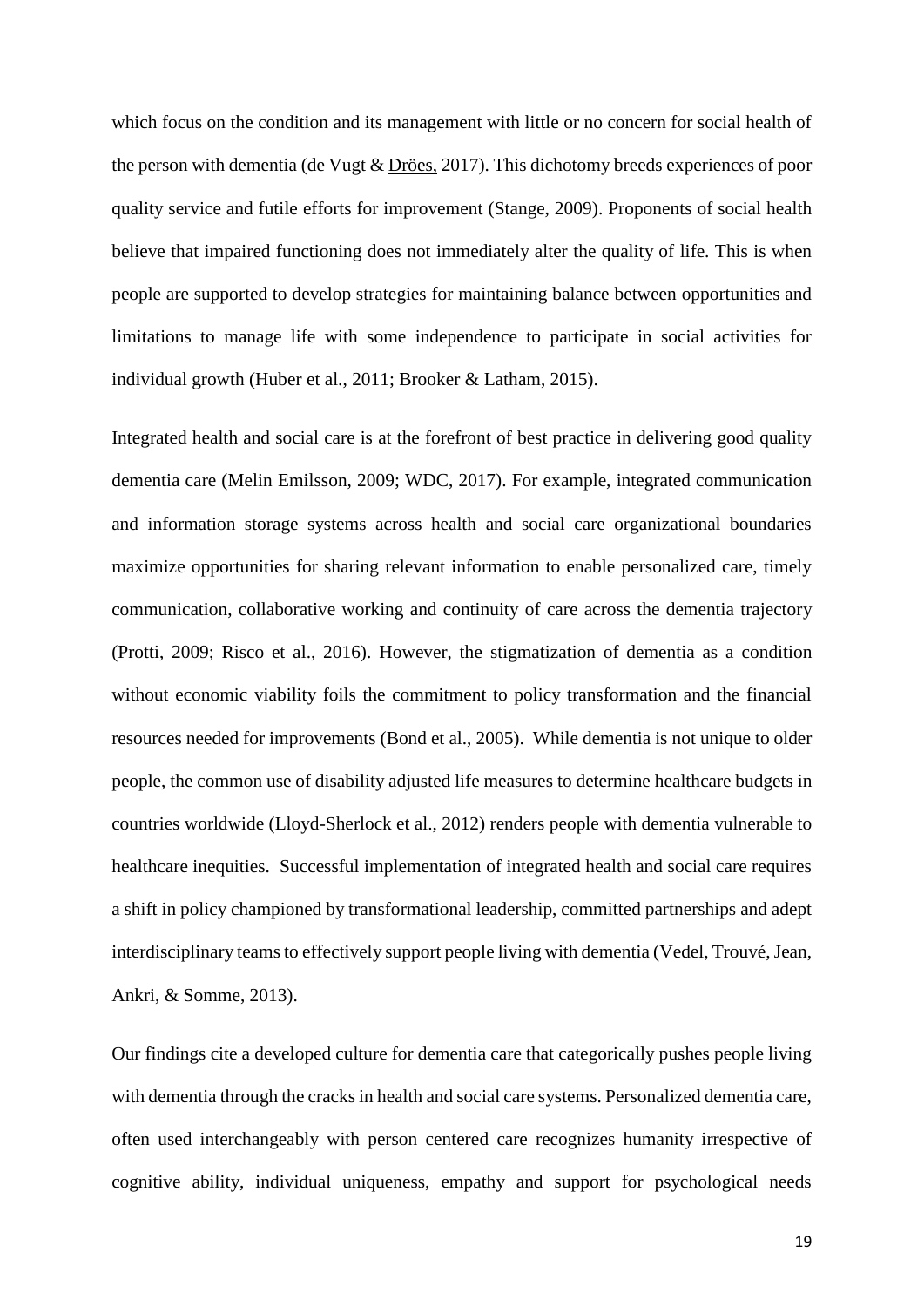which focus on the condition and its management with little or no concern for social health of the person with dementia (de Vugt & Dröes, 2017). This dichotomy breeds experiences of poor quality service and futile efforts for improvement (Stange, 2009). Proponents of social health believe that impaired functioning does not immediately alter the quality of life. This is when people are supported to develop strategies for maintaining balance between opportunities and limitations to manage life with some independence to participate in social activities for individual growth (Huber et al., 2011; Brooker & Latham, 2015).

Integrated health and social care is at the forefront of best practice in delivering good quality dementia care (Melin Emilsson, 2009; WDC, 2017). For example, integrated communication and information storage systems across health and social care organizational boundaries maximize opportunities for sharing relevant information to enable personalized care, timely communication, collaborative working and continuity of care across the dementia trajectory (Protti, 2009; Risco et al., 2016). However, the stigmatization of dementia as a condition without economic viability foils the commitment to policy transformation and the financial resources needed for improvements (Bond et al., 2005). While dementia is not unique to older people, the common use of disability adjusted life measures to determine healthcare budgets in countries worldwide (Lloyd-Sherlock et al., 2012) renders people with dementia vulnerable to healthcare inequities. Successful implementation of integrated health and social care requires a shift in policy championed by transformational leadership, committed partnerships and adept interdisciplinary teams to effectively support people living with dementia (Vedel, Trouvé, Jean, Ankri, & Somme, 2013).

Our findings cite a developed culture for dementia care that categorically pushes people living with dementia through the cracks in health and social care systems. Personalized dementia care, often used interchangeably with person centered care recognizes humanity irrespective of cognitive ability, individual uniqueness, empathy and support for psychological needs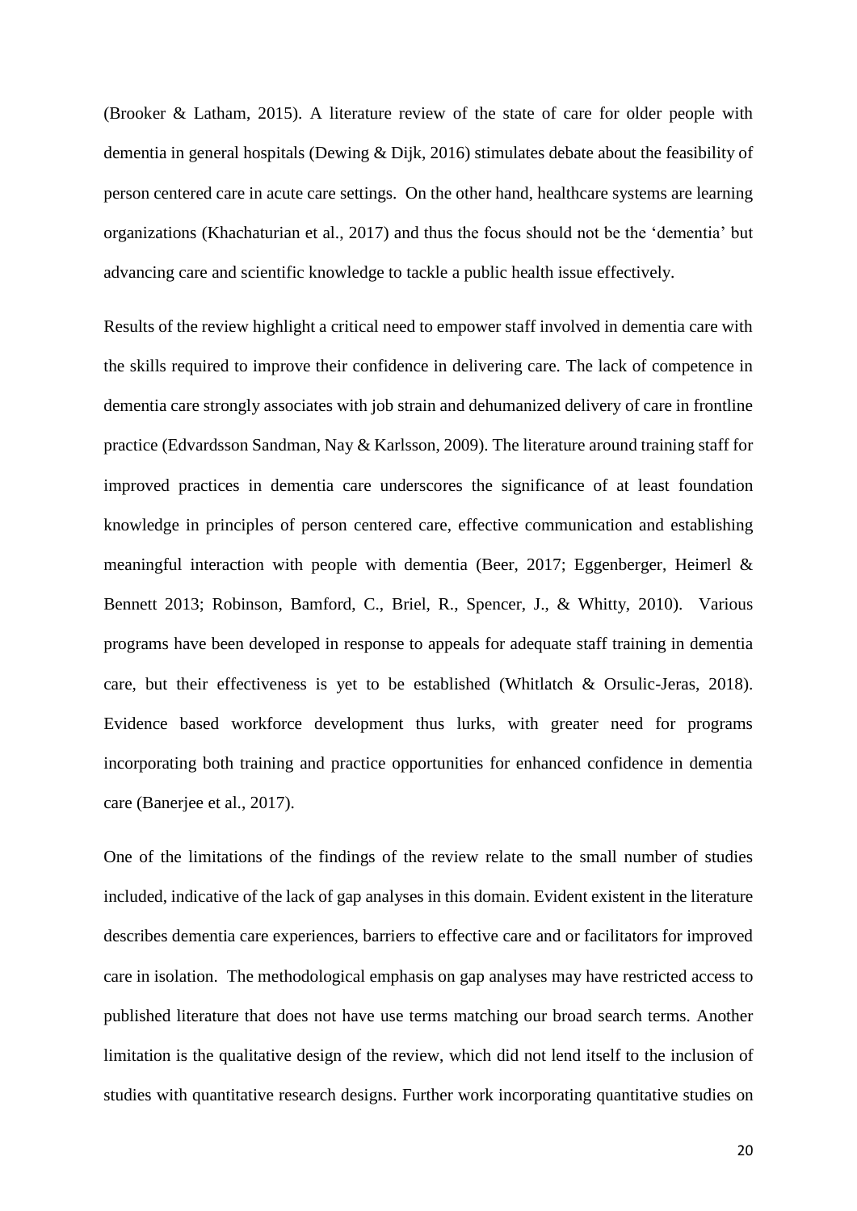(Brooker & Latham, 2015). A literature review of the state of care for older people with dementia in general hospitals (Dewing & Dijk, 2016) stimulates debate about the feasibility of person centered care in acute care settings. On the other hand, healthcare systems are learning organizations (Khachaturian et al., 2017) and thus the focus should not be the 'dementia' but advancing care and scientific knowledge to tackle a public health issue effectively.

Results of the review highlight a critical need to empower staff involved in dementia care with the skills required to improve their confidence in delivering care. The lack of competence in dementia care strongly associates with job strain and dehumanized delivery of care in frontline practice (Edvardsson Sandman, Nay & Karlsson, 2009). The literature around training staff for improved practices in dementia care underscores the significance of at least foundation knowledge in principles of person centered care, effective communication and establishing meaningful interaction with people with dementia (Beer, 2017; Eggenberger, Heimerl & Bennett 2013; Robinson, Bamford, C., Briel, R., Spencer, J., & Whitty, 2010). Various programs have been developed in response to appeals for adequate staff training in dementia care, but their effectiveness is yet to be established (Whitlatch & Orsulic-Jeras, 2018). Evidence based workforce development thus lurks, with greater need for programs incorporating both training and practice opportunities for enhanced confidence in dementia care (Banerjee et al., 2017).

One of the limitations of the findings of the review relate to the small number of studies included, indicative of the lack of gap analyses in this domain. Evident existent in the literature describes dementia care experiences, barriers to effective care and or facilitators for improved care in isolation. The methodological emphasis on gap analyses may have restricted access to published literature that does not have use terms matching our broad search terms. Another limitation is the qualitative design of the review, which did not lend itself to the inclusion of studies with quantitative research designs. Further work incorporating quantitative studies on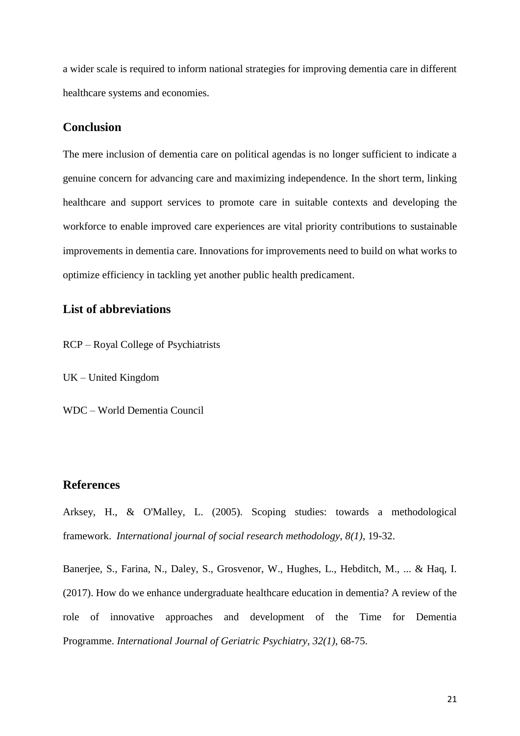a wider scale is required to inform national strategies for improving dementia care in different healthcare systems and economies.

## Conclusion

The mere inclusion of dementia care on political agendas is no longer sufficient to indicate a genuine concern for advancing care and maximizing independence. In the short term, linking healthcare and support services to promote care in suitable contexts and developing the workforce to enable improved care experiences are vital priority contributions to sustainable improvements in dementia care. Innovations for improvements need to build on what works to optimize efficiency in tackling yet another public health predicament.

## List of abbreviations

RCP – Royal College of Psychiatrists

UK – United Kingdom

WDC – World Dementia Council

## References

Arksey, H., & O'Malley, L. (2005). Scoping studies: towards a methodological framework. *International journal of social research methodology*, *8(1)*, 19-32.

Banerjee, S., Farina, N., Daley, S., Grosvenor, W., Hughes, L., Hebditch, M., ... & Haq, I. (2017). How do we enhance undergraduate healthcare education in dementia? A review of the role of innovative approaches and development of the Time for Dementia Programme. *International Journal of Geriatric Psychiatry*, *32(1)*, 68-75.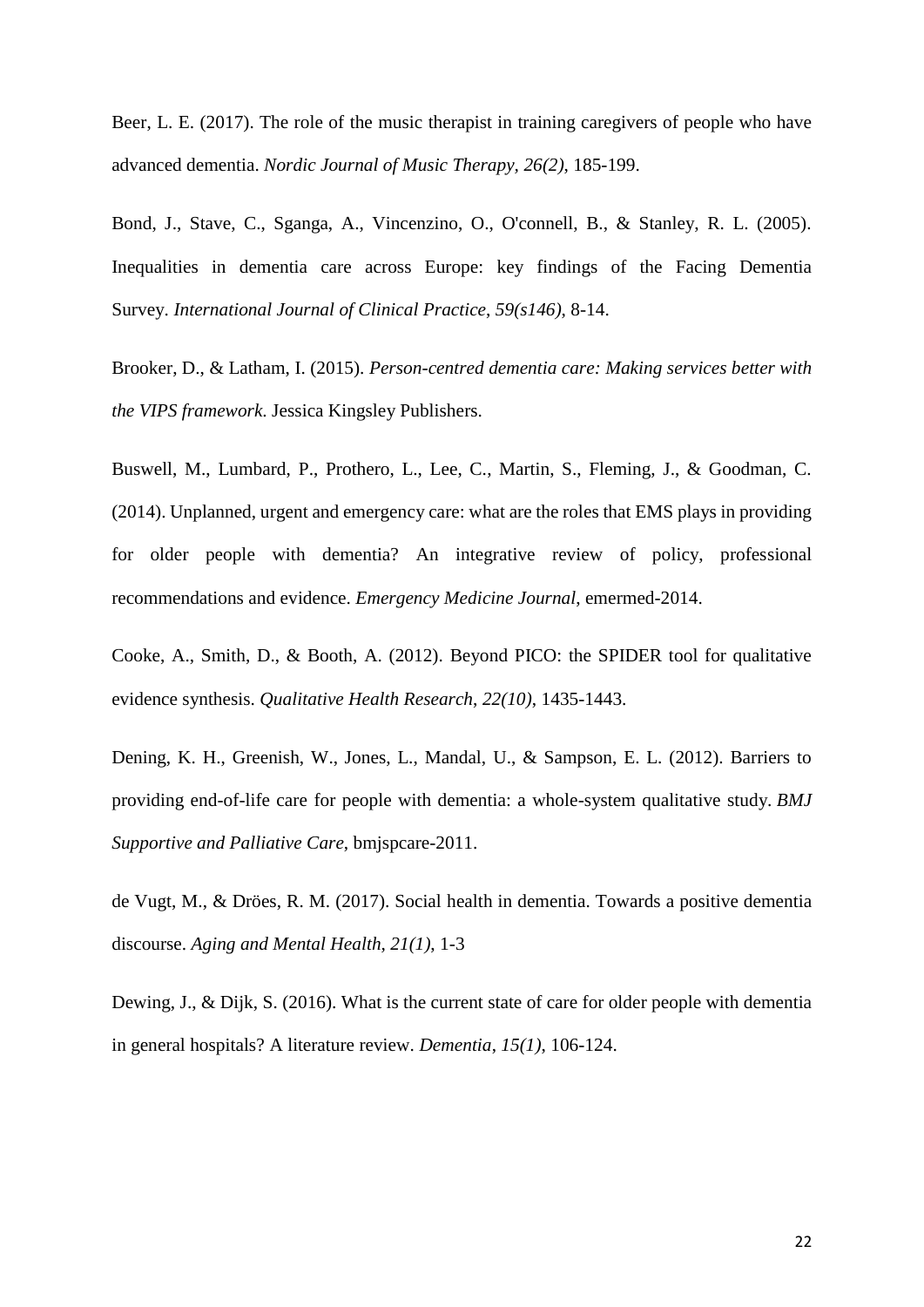Beer, L. E. (2017). The role of the music therapist in training caregivers of people who have advanced dementia. *Nordic Journal of Music Therapy, 26(2)*, 185-199.

Bond, J., Stave, C., Sganga, A., Vincenzino, O., O'connell, B., & Stanley, R. L. (2005). Inequalities in dementia care across Europe: key findings of the Facing Dementia Survey. *International Journal of Clinical Practice*, *59(s146)*, 8-14.

Brooker, D., & Latham, I. (2015). *Person-centred dementia care: Making services better with the VIPS framework*. Jessica Kingsley Publishers.

Buswell, M., Lumbard, P., Prothero, L., Lee, C., Martin, S., Fleming, J., & Goodman, C. (2014). Unplanned, urgent and emergency care: what are the roles that EMS plays in providing for older people with dementia? An integrative review of policy, professional recommendations and evidence. *Emergency Medicine Journal*, emermed-2014.

Cooke, A., Smith, D., & Booth, A. (2012). Beyond PICO: the SPIDER tool for qualitative evidence synthesis. *Qualitative Health Research*, *22(10)*, 1435-1443.

Dening, K. H., Greenish, W., Jones, L., Mandal, U., & Sampson, E. L. (2012). Barriers to providing end-of-life care for people with dementia: a whole-system qualitative study. *BMJ Supportive and Palliative Care*, bmjspcare-2011.

de Vugt, M., & Dröes, R. M. (2017). Social health in dementia. Towards a positive dementia discourse. *Aging and Mental Health, 21(1)*, 1-3

Dewing, J., & Dijk, S. (2016). What is the current state of care for older people with dementia in general hospitals? A literature review. *Dementia*, *15(1)*, 106-124.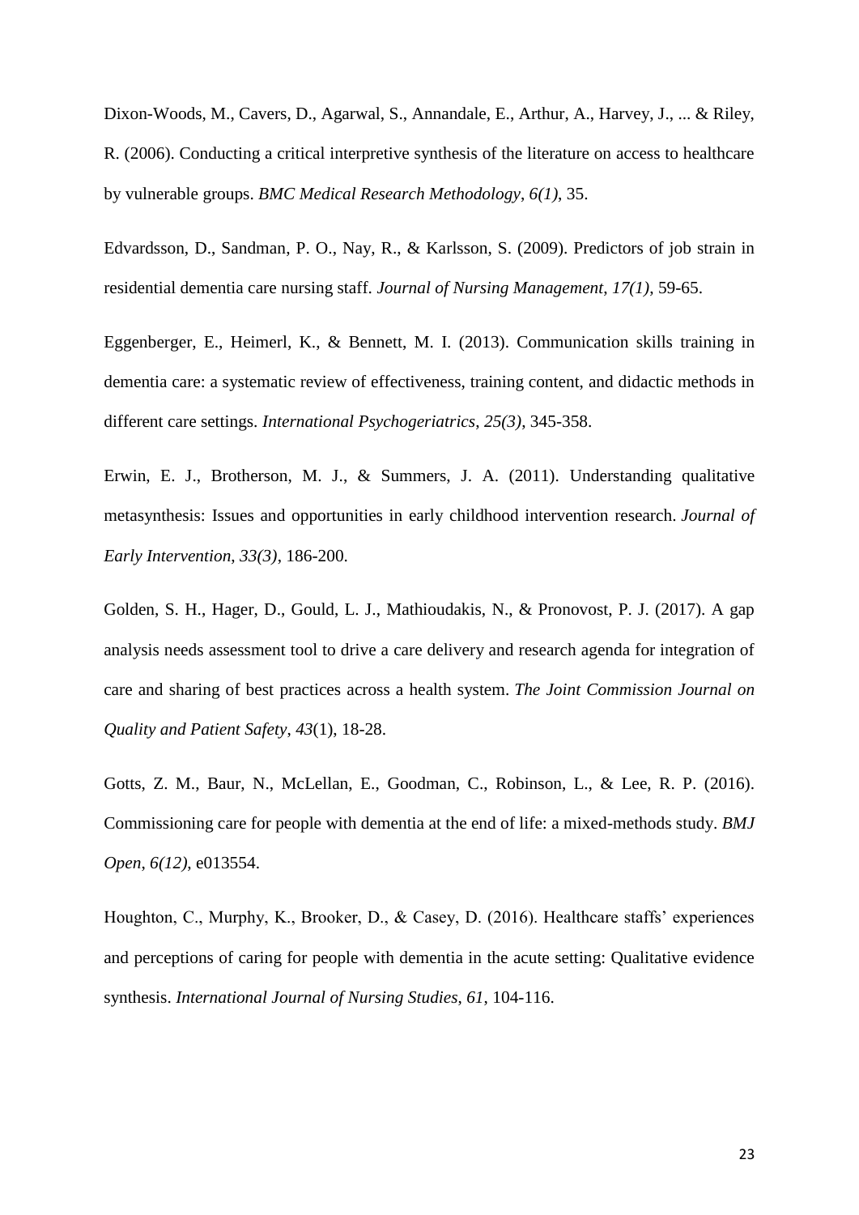Dixon-Woods, M., Cavers, D., Agarwal, S., Annandale, E., Arthur, A., Harvey, J., ... & Riley, R. (2006). Conducting a critical interpretive synthesis of the literature on access to healthcare by vulnerable groups. *BMC Medical Research Methodology*, *6(1)*, 35.

Edvardsson, D., Sandman, P. O., Nay, R., & Karlsson, S. (2009). Predictors of job strain in residential dementia care nursing staff. *Journal of Nursing Management*, *17(1)*, 59-65.

Eggenberger, E., Heimerl, K., & Bennett, M. I. (2013). Communication skills training in dementia care: a systematic review of effectiveness, training content, and didactic methods in different care settings. *International Psychogeriatrics*, *25(3)*, 345-358.

Erwin, E. J., Brotherson, M. J., & Summers, J. A. (2011). Understanding qualitative metasynthesis: Issues and opportunities in early childhood intervention research. *Journal of Early Intervention*, *33(3)*, 186-200.

Golden, S. H., Hager, D., Gould, L. J., Mathioudakis, N., & Pronovost, P. J. (2017). A gap analysis needs assessment tool to drive a care delivery and research agenda for integration of care and sharing of best practices across a health system. *The Joint Commission Journal on Quality and Patient Safety*, *43*(1), 18-28.

Gotts, Z. M., Baur, N., McLellan, E., Goodman, C., Robinson, L., & Lee, R. P. (2016). Commissioning care for people with dementia at the end of life: a mixed-methods study. *BMJ Open*, *6(12)*, e013554.

Houghton, C., Murphy, K., Brooker, D., & Casey, D. (2016). Healthcare staffs' experiences and perceptions of caring for people with dementia in the acute setting: Qualitative evidence synthesis. *International Journal of Nursing Studies*, *61*, 104-116.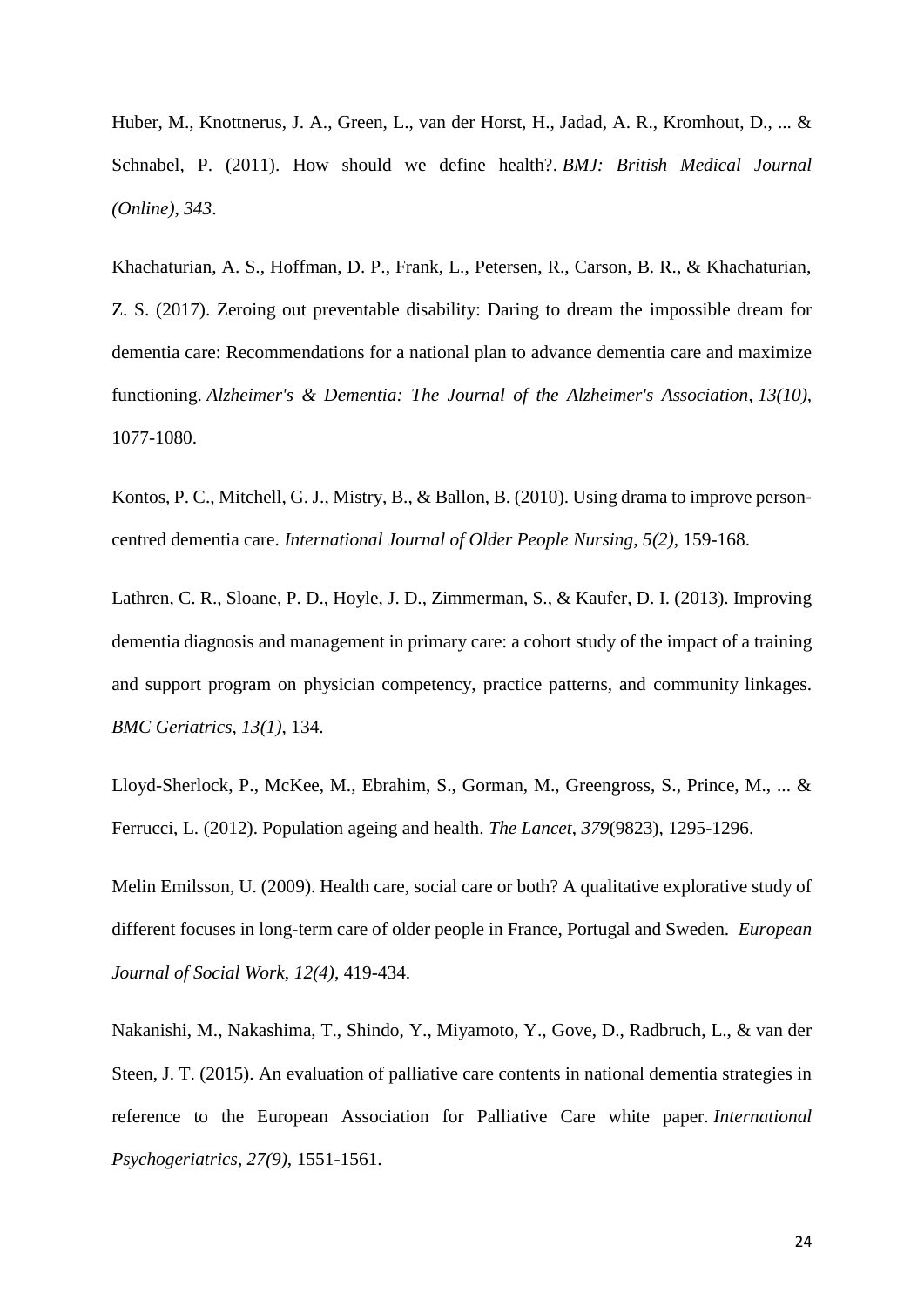Huber, M., Knottnerus, J. A., Green, L., van der Horst, H., Jadad, A. R., Kromhout, D., ... & Schnabel, P. (2011). How should we define health?. *BMJ: British Medical Journal (Online)*, *343*.

Khachaturian, A. S., Hoffman, D. P., Frank, L., Petersen, R., Carson, B. R., & Khachaturian, Z. S. (2017). Zeroing out preventable disability: Daring to dream the impossible dream for dementia care: Recommendations for a national plan to advance dementia care and maximize functioning. *Alzheimer's & Dementia: The Journal of the Alzheimer's Association*, *13(10)*, 1077-1080.

Kontos, P. C., Mitchell, G. J., Mistry, B., & Ballon, B. (2010). Using drama to improve person-centred dementia care. *International Journal of Older People Nursing*, *5(2)*, 159-168.

Lathren, C. R., Sloane, P. D., Hoyle, J. D., Zimmerman, S., & Kaufer, D. I. (2013). Improving dementia diagnosis and management in primary care: a cohort study of the impact of a training and support program on physician competency, practice patterns, and community linkages. *BMC Geriatrics*, *13(1)*, 134.

Lloyd-Sherlock, P., McKee, M., Ebrahim, S., Gorman, M., Greengross, S., Prince, M., ... & Ferrucci, L. (2012). Population ageing and health. *The Lancet*, *379*(9823), 1295-1296.

Melin Emilsson, U. (2009). Health care, social care or both? A qualitative explorative study of different focuses in long-term care of older people in France, Portugal and Sweden. *European Journal of Social Work*, *12(4)*, 419-434.

Nakanishi, M., Nakashima, T., Shindo, Y., Miyamoto, Y., Gove, D., Radbruch, L., & van der Steen, J. T. (2015). An evaluation of palliative care contents in national dementia strategies in reference to the European Association for Palliative Care white paper. *International Psychogeriatrics*, *27(9)*, 1551-1561.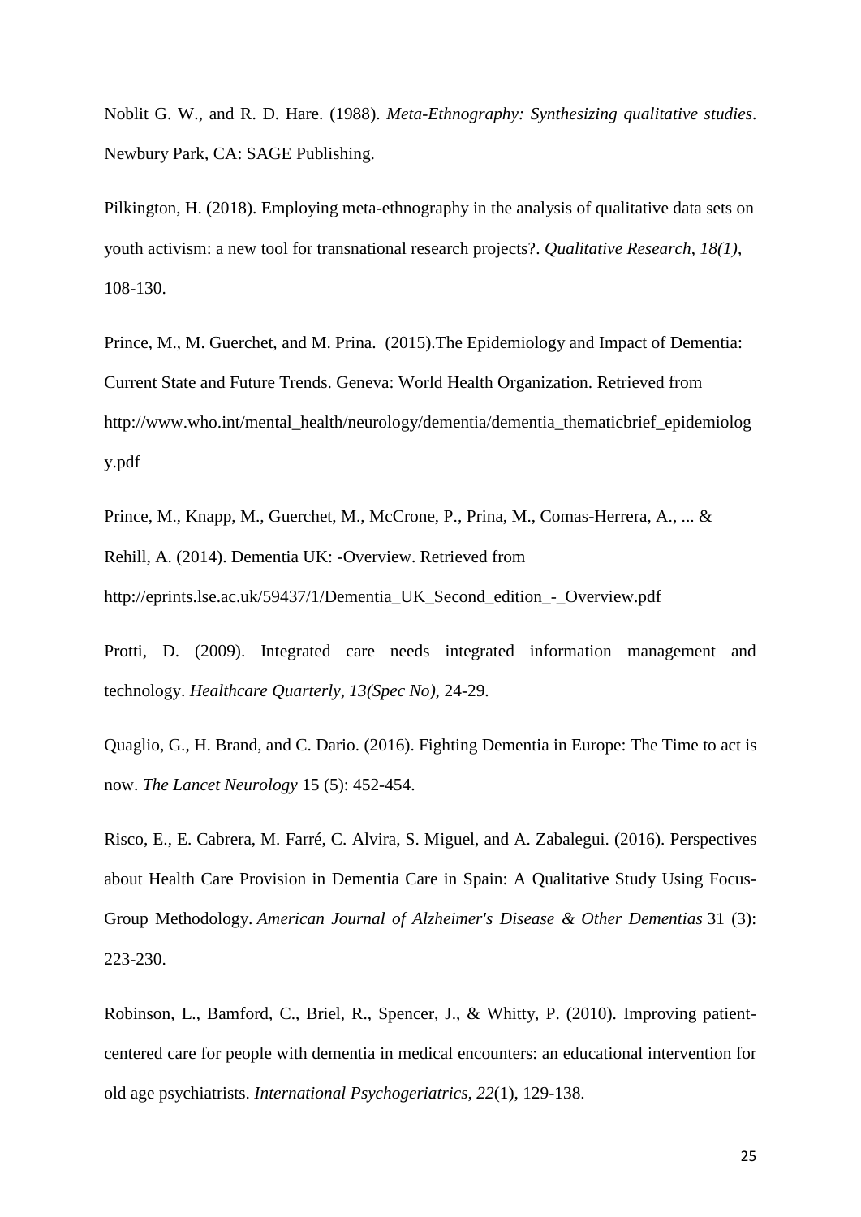Noblit G. W., and R. D. Hare. (1988). *Meta-Ethnography: Synthesizing qualitative studies*. Newbury Park, CA: SAGE Publishing.

Pilkington, H. (2018). Employing meta-ethnography in the analysis of qualitative data sets on youth activism: a new tool for transnational research projects?. *Qualitative Research*, *18(1)*, 108-130.

Prince, M., M. Guerchet, and M. Prina. (2015).The Epidemiology and Impact of Dementia: Current State and Future Trends. Geneva: World Health Organization. Retrieved from http://www.who.int/mental_health/neurology/dementia/dementia_thematicbrief_epidemiology.pdf

Prince, M., Knapp, M., Guerchet, M., McCrone, P., Prina, M., Comas-Herrera, A., ... & Rehill, A. (2014). Dementia UK: -Overview. Retrieved from http://eprints.lse.ac.uk/59437/1/Dementia_UK_Second_edition_-_Overview.pdf

Protti, D. (2009). Integrated care needs integrated information management and technology. *Healthcare Quarterly*, *13(Spec No)*, 24-29.

Quaglio, G., H. Brand, and C. Dario. (2016). Fighting Dementia in Europe: The Time to act is now. *The Lancet Neurology* 15 (5): 452-454.

Risco, E., E. Cabrera, M. Farré, C. Alvira, S. Miguel, and A. Zabalegui. (2016). Perspectives about Health Care Provision in Dementia Care in Spain: A Qualitative Study Using Focus-Group Methodology. *American Journal of Alzheimer's Disease & Other Dementias* 31 (3): 223-230.

Robinson, L., Bamford, C., Briel, R., Spencer, J., & Whitty, P. (2010). Improving patient-centered care for people with dementia in medical encounters: an educational intervention for old age psychiatrists. *International Psychogeriatrics*, *22*(1), 129-138.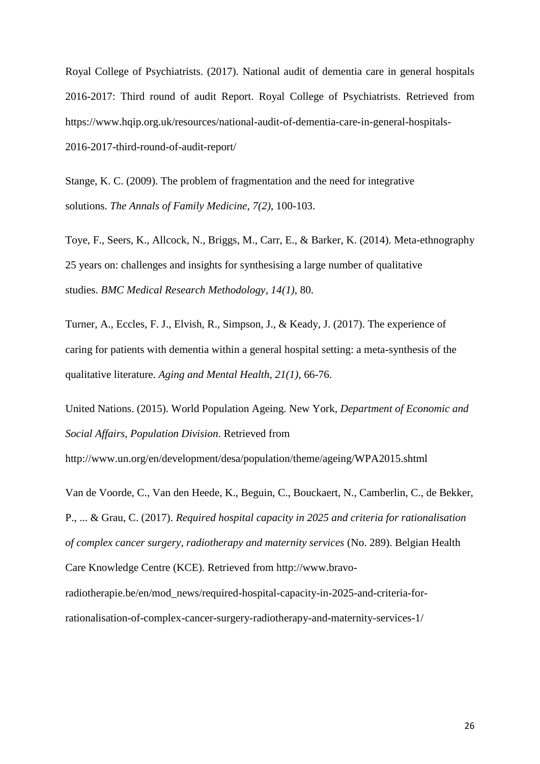Royal College of Psychiatrists. (2017). National audit of dementia care in general hospitals 2016-2017: Third round of audit Report. Royal College of Psychiatrists. Retrieved from https://www.hqip.org.uk/resources/national-audit-of-dementia-care-in-general-hospitals-2016-2017-third-round-of-audit-report/

Stange, K. C. (2009). The problem of fragmentation and the need for integrative solutions. *The Annals of Family Medicine*, *7(2)*, 100-103.

Toye, F., Seers, K., Allcock, N., Briggs, M., Carr, E., & Barker, K. (2014). Meta-ethnography 25 years on: challenges and insights for synthesising a large number of qualitative studies. *BMC Medical Research Methodology*, *14(1)*, 80.

Turner, A., Eccles, F. J., Elvish, R., Simpson, J., & Keady, J. (2017). The experience of caring for patients with dementia within a general hospital setting: a meta-synthesis of the qualitative literature. *Aging and Mental Health*, *21(1)*, 66-76.

United Nations. (2015). World Population Ageing. New York, *Department of Economic and Social Affairs, Population Division*. Retrieved from http://www.un.org/en/development/desa/population/theme/ageing/WPA2015.shtml

Van de Voorde, C., Van den Heede, K., Beguin, C., Bouckaert, N., Camberlin, C., de Bekker, P., ... & Grau, C. (2017). *Required hospital capacity in 2025 and criteria for rationalisation of complex cancer surgery, radiotherapy and maternity services* (No. 289). Belgian Health Care Knowledge Centre (KCE). Retrieved from http://www.bravo-radiotherapie.be/en/mod_news/required-hospital-capacity-in-2025-and-criteria-for-rationalisation-of-complex-cancer-surgery-radiotherapy-and-maternity-services-1/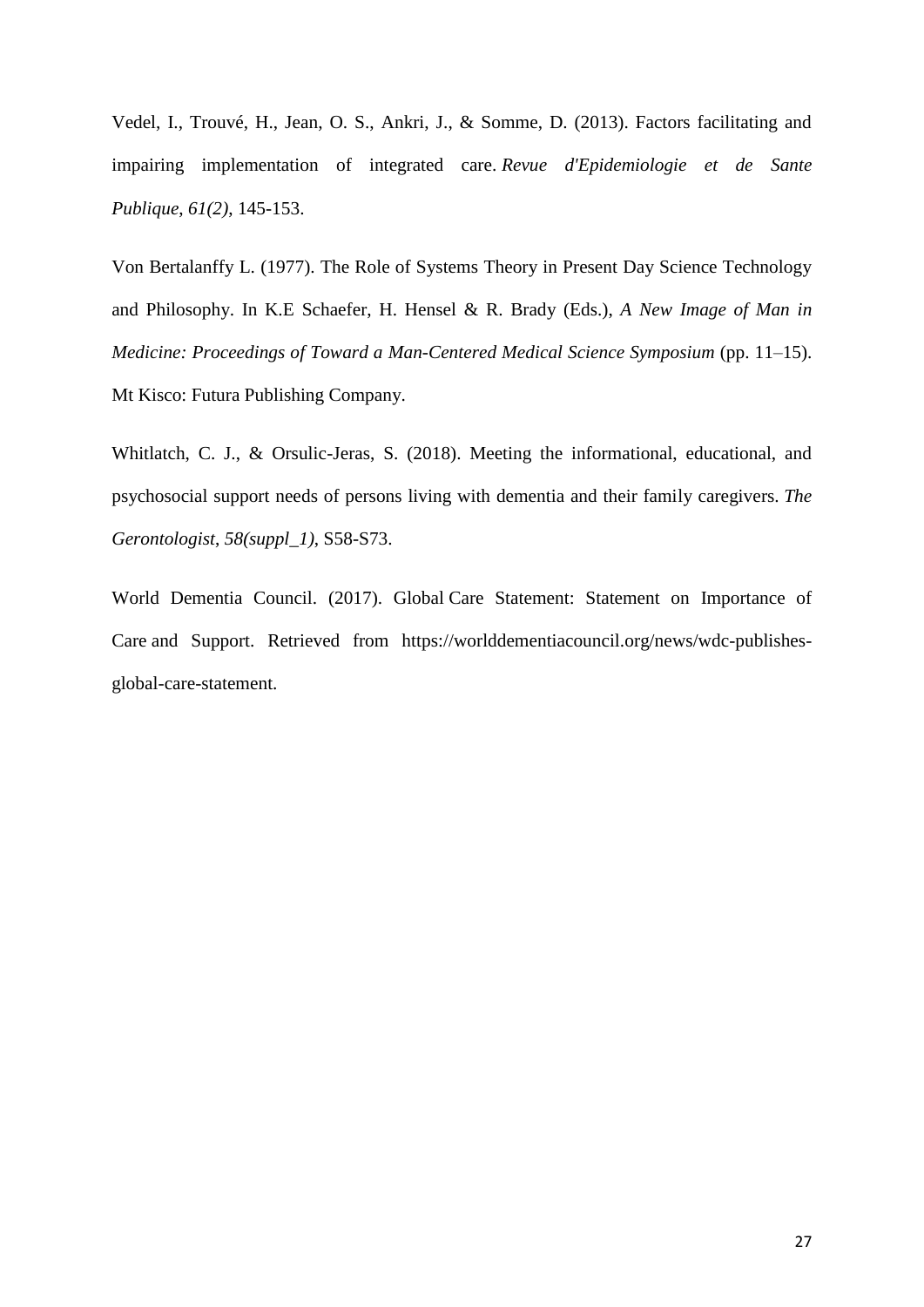Vedel, I., Trouvé, H., Jean, O. S., Ankri, J., & Somme, D. (2013). Factors facilitating and impairing implementation of integrated care. *Revue d'Epidemiologie et de Sante Publique, 61(2)*, 145-153.

Von Bertalanffy L. (1977). The Role of Systems Theory in Present Day Science Technology and Philosophy. In K.E Schaefer, H. Hensel & R. Brady (Eds.), *A New Image of Man in Medicine: Proceedings of Toward a Man-Centered Medical Science Symposium* (pp. 11–15). Mt Kisco: Futura Publishing Company.

Whitlatch, C. J., & Orsulic-Jeras, S. (2018). Meeting the informational, educational, and psychosocial support needs of persons living with dementia and their family caregivers. *The Gerontologist*, *58(suppl_1)*, S58-S73.

World Dementia Council. (2017). Global Care Statement: Statement on Importance of Care and Support. Retrieved from https://worlddementiacouncil.org/news/wdc-publishes-global-care-statement.